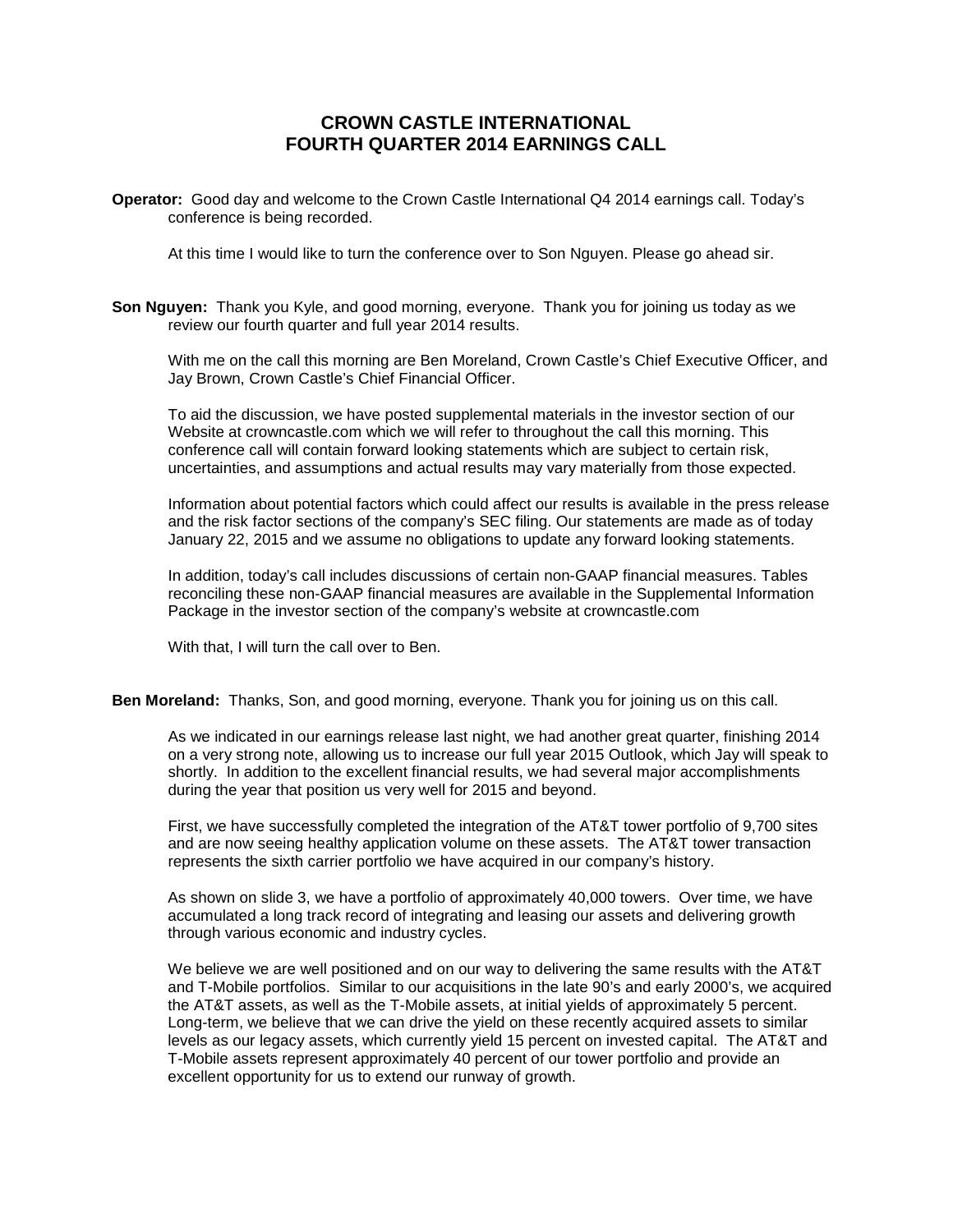# CROWN CASTLE INTERNATIONAL
# FOURTH QUARTER 2014 EARNINGS CALL

**Operator:** Good day and welcome to the Crown Castle International Q4 2014 earnings call. Today's conference is being recorded.

At this time I would like to turn the conference over to Son Nguyen. Please go ahead sir.

**Son Nguyen:** Thank you Kyle, and good morning, everyone. Thank you for joining us today as we review our fourth quarter and full year 2014 results.

With me on the call this morning are Ben Moreland, Crown Castle's Chief Executive Officer, and Jay Brown, Crown Castle's Chief Financial Officer.

To aid the discussion, we have posted supplemental materials in the investor section of our Website at crowncastle.com which we will refer to throughout the call this morning. This conference call will contain forward looking statements which are subject to certain risk, uncertainties, and assumptions and actual results may vary materially from those expected.

Information about potential factors which could affect our results is available in the press release and the risk factor sections of the company's SEC filing. Our statements are made as of today January 22, 2015 and we assume no obligations to update any forward looking statements.

In addition, today's call includes discussions of certain non-GAAP financial measures. Tables reconciling these non-GAAP financial measures are available in the Supplemental Information Package in the investor section of the company's website at crowncastle.com

With that, I will turn the call over to Ben.

**Ben Moreland:** Thanks, Son, and good morning, everyone. Thank you for joining us on this call.

As we indicated in our earnings release last night, we had another great quarter, finishing 2014 on a very strong note, allowing us to increase our full year 2015 Outlook, which Jay will speak to shortly. In addition to the excellent financial results, we had several major accomplishments during the year that position us very well for 2015 and beyond.

First, we have successfully completed the integration of the AT&T tower portfolio of 9,700 sites and are now seeing healthy application volume on these assets. The AT&T tower transaction represents the sixth carrier portfolio we have acquired in our company's history.

As shown on slide 3, we have a portfolio of approximately 40,000 towers. Over time, we have accumulated a long track record of integrating and leasing our assets and delivering growth through various economic and industry cycles.

We believe we are well positioned and on our way to delivering the same results with the AT&T and T-Mobile portfolios. Similar to our acquisitions in the late 90's and early 2000's, we acquired the AT&T assets, as well as the T-Mobile assets, at initial yields of approximately 5 percent. Long-term, we believe that we can drive the yield on these recently acquired assets to similar levels as our legacy assets, which currently yield 15 percent on invested capital. The AT&T and T-Mobile assets represent approximately 40 percent of our tower portfolio and provide an excellent opportunity for us to extend our runway of growth.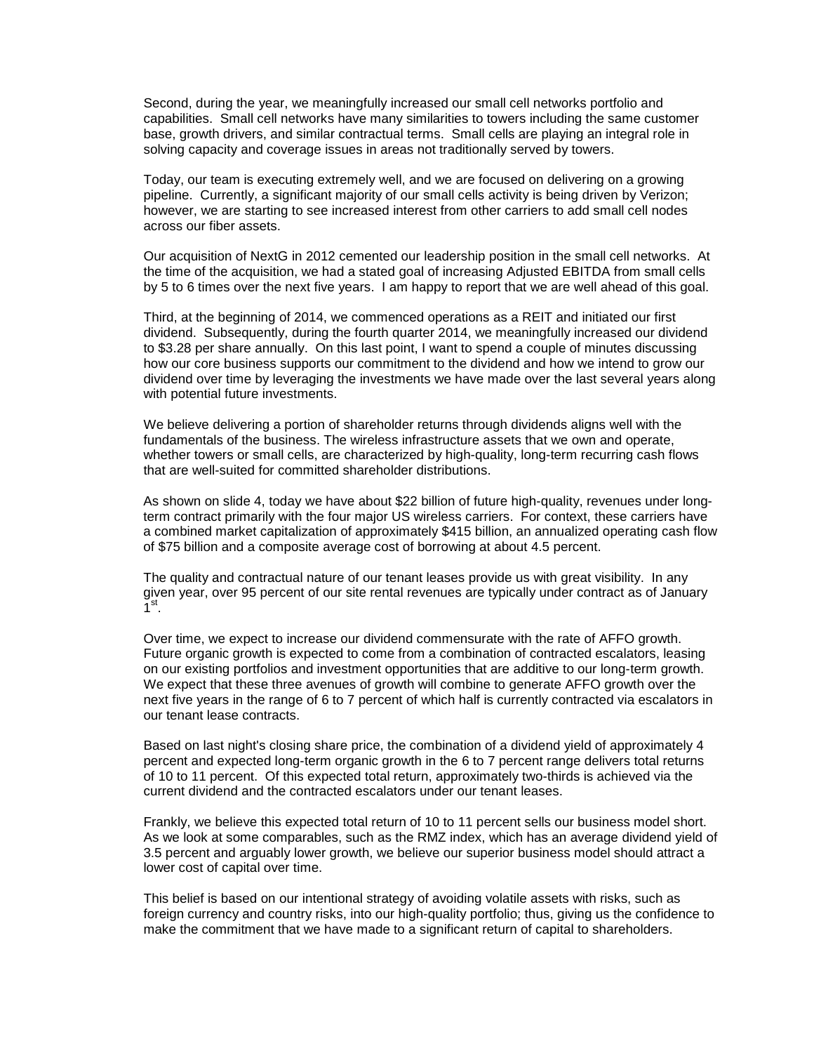Second, during the year, we meaningfully increased our small cell networks portfolio and capabilities. Small cell networks have many similarities to towers including the same customer base, growth drivers, and similar contractual terms. Small cells are playing an integral role in solving capacity and coverage issues in areas not traditionally served by towers.

Today, our team is executing extremely well, and we are focused on delivering on a growing pipeline. Currently, a significant majority of our small cells activity is being driven by Verizon; however, we are starting to see increased interest from other carriers to add small cell nodes across our fiber assets.

Our acquisition of NextG in 2012 cemented our leadership position in the small cell networks. At the time of the acquisition, we had a stated goal of increasing Adjusted EBITDA from small cells by 5 to 6 times over the next five years. I am happy to report that we are well ahead of this goal.

Third, at the beginning of 2014, we commenced operations as a REIT and initiated our first dividend. Subsequently, during the fourth quarter 2014, we meaningfully increased our dividend to $3.28 per share annually. On this last point, I want to spend a couple of minutes discussing how our core business supports our commitment to the dividend and how we intend to grow our dividend over time by leveraging the investments we have made over the last several years along with potential future investments.

We believe delivering a portion of shareholder returns through dividends aligns well with the fundamentals of the business. The wireless infrastructure assets that we own and operate, whether towers or small cells, are characterized by high-quality, long-term recurring cash flows that are well-suited for committed shareholder distributions.

As shown on slide 4, today we have about $22 billion of future high-quality, revenues under long-term contract primarily with the four major US wireless carriers. For context, these carriers have a combined market capitalization of approximately $415 billion, an annualized operating cash flow of $75 billion and a composite average cost of borrowing at about 4.5 percent.

The quality and contractual nature of our tenant leases provide us with great visibility. In any given year, over 95 percent of our site rental revenues are typically under contract as of January 1st.

Over time, we expect to increase our dividend commensurate with the rate of AFFO growth. Future organic growth is expected to come from a combination of contracted escalators, leasing on our existing portfolios and investment opportunities that are additive to our long-term growth. We expect that these three avenues of growth will combine to generate AFFO growth over the next five years in the range of 6 to 7 percent of which half is currently contracted via escalators in our tenant lease contracts.

Based on last night's closing share price, the combination of a dividend yield of approximately 4 percent and expected long-term organic growth in the 6 to 7 percent range delivers total returns of 10 to 11 percent. Of this expected total return, approximately two-thirds is achieved via the current dividend and the contracted escalators under our tenant leases.

Frankly, we believe this expected total return of 10 to 11 percent sells our business model short. As we look at some comparables, such as the RMZ index, which has an average dividend yield of 3.5 percent and arguably lower growth, we believe our superior business model should attract a lower cost of capital over time.

This belief is based on our intentional strategy of avoiding volatile assets with risks, such as foreign currency and country risks, into our high-quality portfolio; thus, giving us the confidence to make the commitment that we have made to a significant return of capital to shareholders.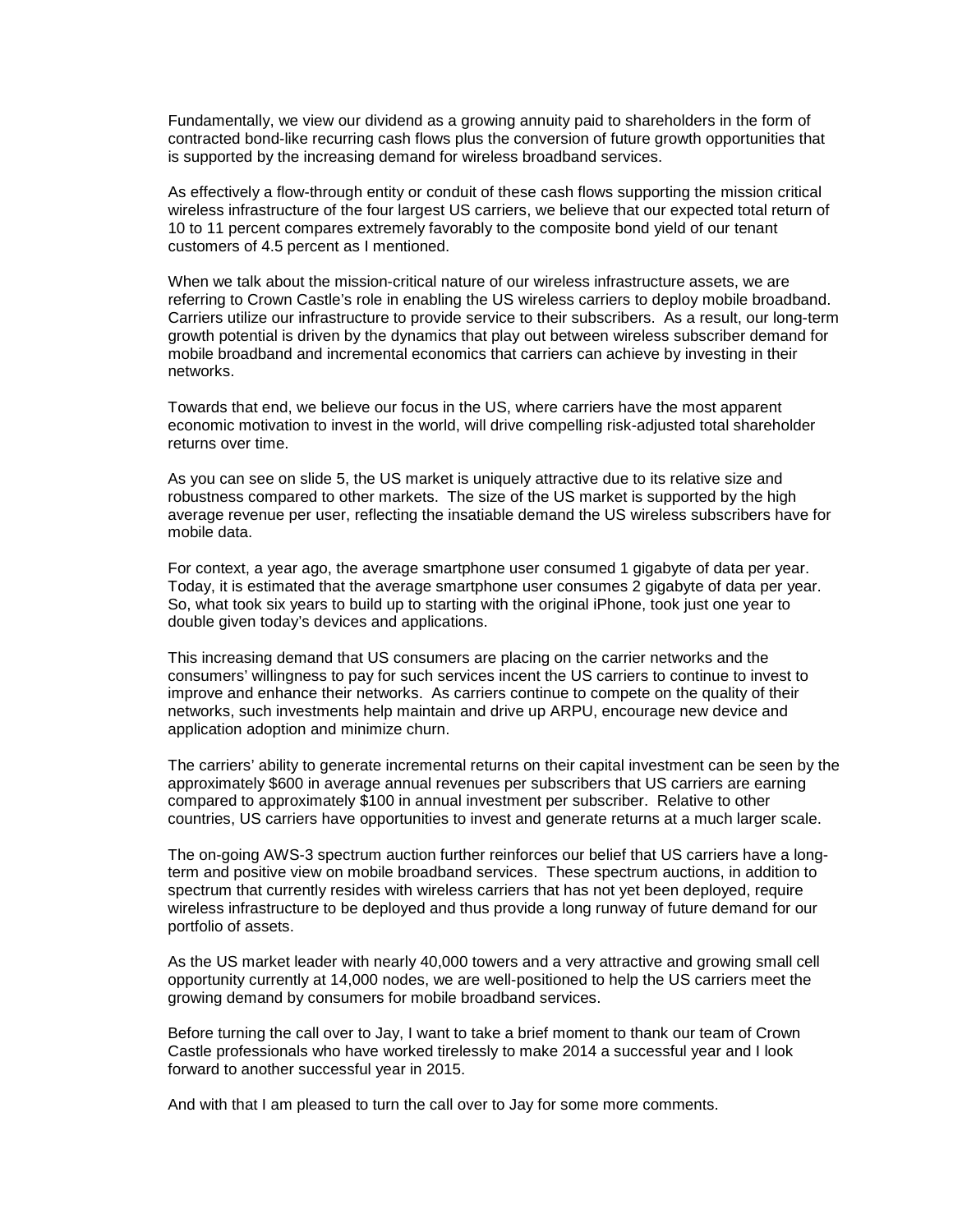Fundamentally, we view our dividend as a growing annuity paid to shareholders in the form of contracted bond-like recurring cash flows plus the conversion of future growth opportunities that is supported by the increasing demand for wireless broadband services.

As effectively a flow-through entity or conduit of these cash flows supporting the mission critical wireless infrastructure of the four largest US carriers, we believe that our expected total return of 10 to 11 percent compares extremely favorably to the composite bond yield of our tenant customers of 4.5 percent as I mentioned.

When we talk about the mission-critical nature of our wireless infrastructure assets, we are referring to Crown Castle's role in enabling the US wireless carriers to deploy mobile broadband. Carriers utilize our infrastructure to provide service to their subscribers. As a result, our long-term growth potential is driven by the dynamics that play out between wireless subscriber demand for mobile broadband and incremental economics that carriers can achieve by investing in their networks.

Towards that end, we believe our focus in the US, where carriers have the most apparent economic motivation to invest in the world, will drive compelling risk-adjusted total shareholder returns over time.

As you can see on slide 5, the US market is uniquely attractive due to its relative size and robustness compared to other markets. The size of the US market is supported by the high average revenue per user, reflecting the insatiable demand the US wireless subscribers have for mobile data.

For context, a year ago, the average smartphone user consumed 1 gigabyte of data per year. Today, it is estimated that the average smartphone user consumes 2 gigabyte of data per year. So, what took six years to build up to starting with the original iPhone, took just one year to double given today's devices and applications.

This increasing demand that US consumers are placing on the carrier networks and the consumers' willingness to pay for such services incent the US carriers to continue to invest to improve and enhance their networks. As carriers continue to compete on the quality of their networks, such investments help maintain and drive up ARPU, encourage new device and application adoption and minimize churn.

The carriers' ability to generate incremental returns on their capital investment can be seen by the approximately $600 in average annual revenues per subscribers that US carriers are earning compared to approximately $100 in annual investment per subscriber. Relative to other countries, US carriers have opportunities to invest and generate returns at a much larger scale.

The on-going AWS-3 spectrum auction further reinforces our belief that US carriers have a long-term and positive view on mobile broadband services. These spectrum auctions, in addition to spectrum that currently resides with wireless carriers that has not yet been deployed, require wireless infrastructure to be deployed and thus provide a long runway of future demand for our portfolio of assets.

As the US market leader with nearly 40,000 towers and a very attractive and growing small cell opportunity currently at 14,000 nodes, we are well-positioned to help the US carriers meet the growing demand by consumers for mobile broadband services.

Before turning the call over to Jay, I want to take a brief moment to thank our team of Crown Castle professionals who have worked tirelessly to make 2014 a successful year and I look forward to another successful year in 2015.

And with that I am pleased to turn the call over to Jay for some more comments.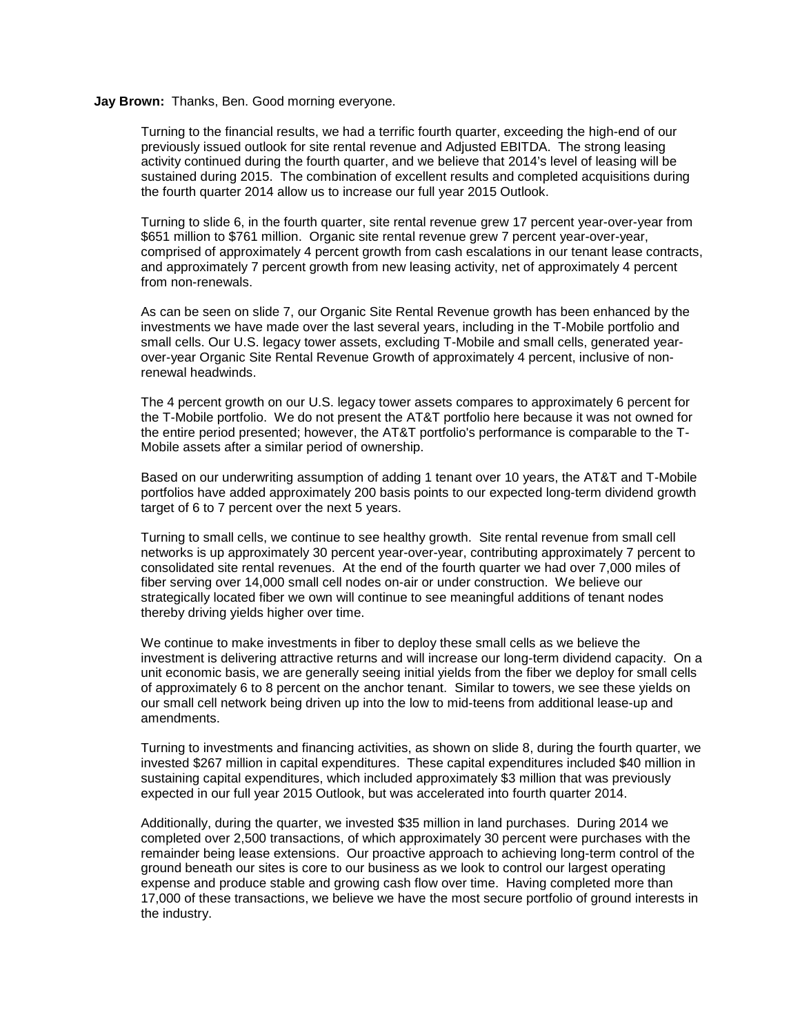**Jay Brown:** Thanks, Ben. Good morning everyone.

Turning to the financial results, we had a terrific fourth quarter, exceeding the high-end of our previously issued outlook for site rental revenue and Adjusted EBITDA. The strong leasing activity continued during the fourth quarter, and we believe that 2014's level of leasing will be sustained during 2015. The combination of excellent results and completed acquisitions during the fourth quarter 2014 allow us to increase our full year 2015 Outlook.

Turning to slide 6, in the fourth quarter, site rental revenue grew 17 percent year-over-year from $651 million to $761 million. Organic site rental revenue grew 7 percent year-over-year, comprised of approximately 4 percent growth from cash escalations in our tenant lease contracts, and approximately 7 percent growth from new leasing activity, net of approximately 4 percent from non-renewals.

As can be seen on slide 7, our Organic Site Rental Revenue growth has been enhanced by the investments we have made over the last several years, including in the T-Mobile portfolio and small cells. Our U.S. legacy tower assets, excluding T-Mobile and small cells, generated year-over-year Organic Site Rental Revenue Growth of approximately 4 percent, inclusive of non-renewal headwinds.

The 4 percent growth on our U.S. legacy tower assets compares to approximately 6 percent for the T-Mobile portfolio. We do not present the AT&T portfolio here because it was not owned for the entire period presented; however, the AT&T portfolio's performance is comparable to the T-Mobile assets after a similar period of ownership.

Based on our underwriting assumption of adding 1 tenant over 10 years, the AT&T and T-Mobile portfolios have added approximately 200 basis points to our expected long-term dividend growth target of 6 to 7 percent over the next 5 years.

Turning to small cells, we continue to see healthy growth. Site rental revenue from small cell networks is up approximately 30 percent year-over-year, contributing approximately 7 percent to consolidated site rental revenues. At the end of the fourth quarter we had over 7,000 miles of fiber serving over 14,000 small cell nodes on-air or under construction. We believe our strategically located fiber we own will continue to see meaningful additions of tenant nodes thereby driving yields higher over time.

We continue to make investments in fiber to deploy these small cells as we believe the investment is delivering attractive returns and will increase our long-term dividend capacity. On a unit economic basis, we are generally seeing initial yields from the fiber we deploy for small cells of approximately 6 to 8 percent on the anchor tenant. Similar to towers, we see these yields on our small cell network being driven up into the low to mid-teens from additional lease-up and amendments.

Turning to investments and financing activities, as shown on slide 8, during the fourth quarter, we invested $267 million in capital expenditures. These capital expenditures included $40 million in sustaining capital expenditures, which included approximately $3 million that was previously expected in our full year 2015 Outlook, but was accelerated into fourth quarter 2014.

Additionally, during the quarter, we invested $35 million in land purchases. During 2014 we completed over 2,500 transactions, of which approximately 30 percent were purchases with the remainder being lease extensions. Our proactive approach to achieving long-term control of the ground beneath our sites is core to our business as we look to control our largest operating expense and produce stable and growing cash flow over time. Having completed more than 17,000 of these transactions, we believe we have the most secure portfolio of ground interests in the industry.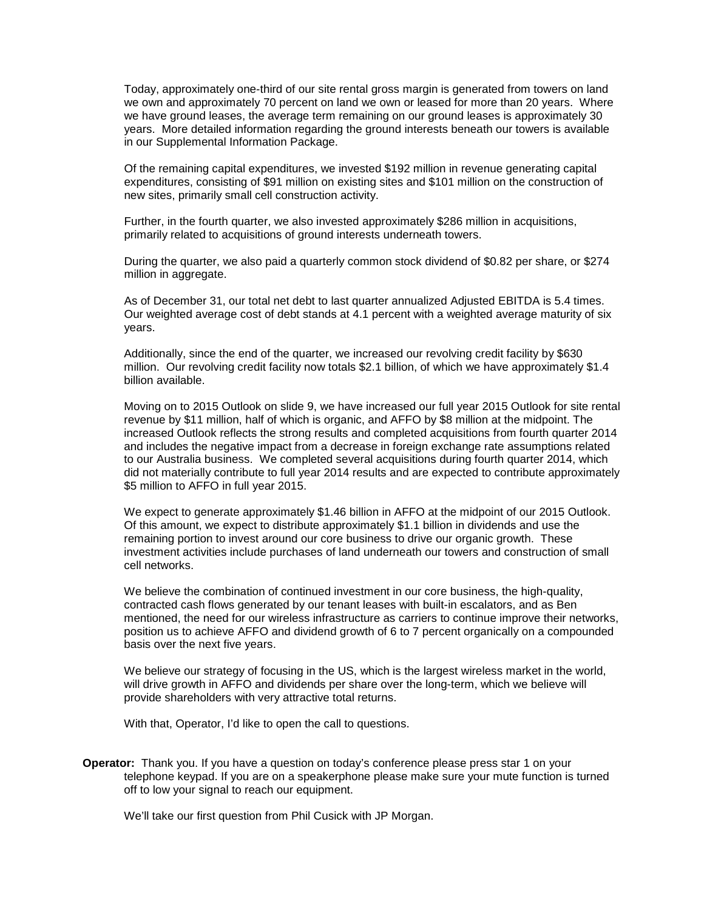Today, approximately one-third of our site rental gross margin is generated from towers on land we own and approximately 70 percent on land we own or leased for more than 20 years. Where we have ground leases, the average term remaining on our ground leases is approximately 30 years. More detailed information regarding the ground interests beneath our towers is available in our Supplemental Information Package.

Of the remaining capital expenditures, we invested $192 million in revenue generating capital expenditures, consisting of $91 million on existing sites and $101 million on the construction of new sites, primarily small cell construction activity.

Further, in the fourth quarter, we also invested approximately $286 million in acquisitions, primarily related to acquisitions of ground interests underneath towers.

During the quarter, we also paid a quarterly common stock dividend of $0.82 per share, or $274 million in aggregate.

As of December 31, our total net debt to last quarter annualized Adjusted EBITDA is 5.4 times. Our weighted average cost of debt stands at 4.1 percent with a weighted average maturity of six years.

Additionally, since the end of the quarter, we increased our revolving credit facility by $630 million. Our revolving credit facility now totals $2.1 billion, of which we have approximately $1.4 billion available.

Moving on to 2015 Outlook on slide 9, we have increased our full year 2015 Outlook for site rental revenue by $11 million, half of which is organic, and AFFO by $8 million at the midpoint. The increased Outlook reflects the strong results and completed acquisitions from fourth quarter 2014 and includes the negative impact from a decrease in foreign exchange rate assumptions related to our Australia business. We completed several acquisitions during fourth quarter 2014, which did not materially contribute to full year 2014 results and are expected to contribute approximately $5 million to AFFO in full year 2015.

We expect to generate approximately $1.46 billion in AFFO at the midpoint of our 2015 Outlook. Of this amount, we expect to distribute approximately $1.1 billion in dividends and use the remaining portion to invest around our core business to drive our organic growth. These investment activities include purchases of land underneath our towers and construction of small cell networks.

We believe the combination of continued investment in our core business, the high-quality, contracted cash flows generated by our tenant leases with built-in escalators, and as Ben mentioned, the need for our wireless infrastructure as carriers to continue improve their networks, position us to achieve AFFO and dividend growth of 6 to 7 percent organically on a compounded basis over the next five years.

We believe our strategy of focusing in the US, which is the largest wireless market in the world, will drive growth in AFFO and dividends per share over the long-term, which we believe will provide shareholders with very attractive total returns.

With that, Operator, I'd like to open the call to questions.

**Operator:** Thank you. If you have a question on today's conference please press star 1 on your telephone keypad. If you are on a speakerphone please make sure your mute function is turned off to low your signal to reach our equipment.

We'll take our first question from Phil Cusick with JP Morgan.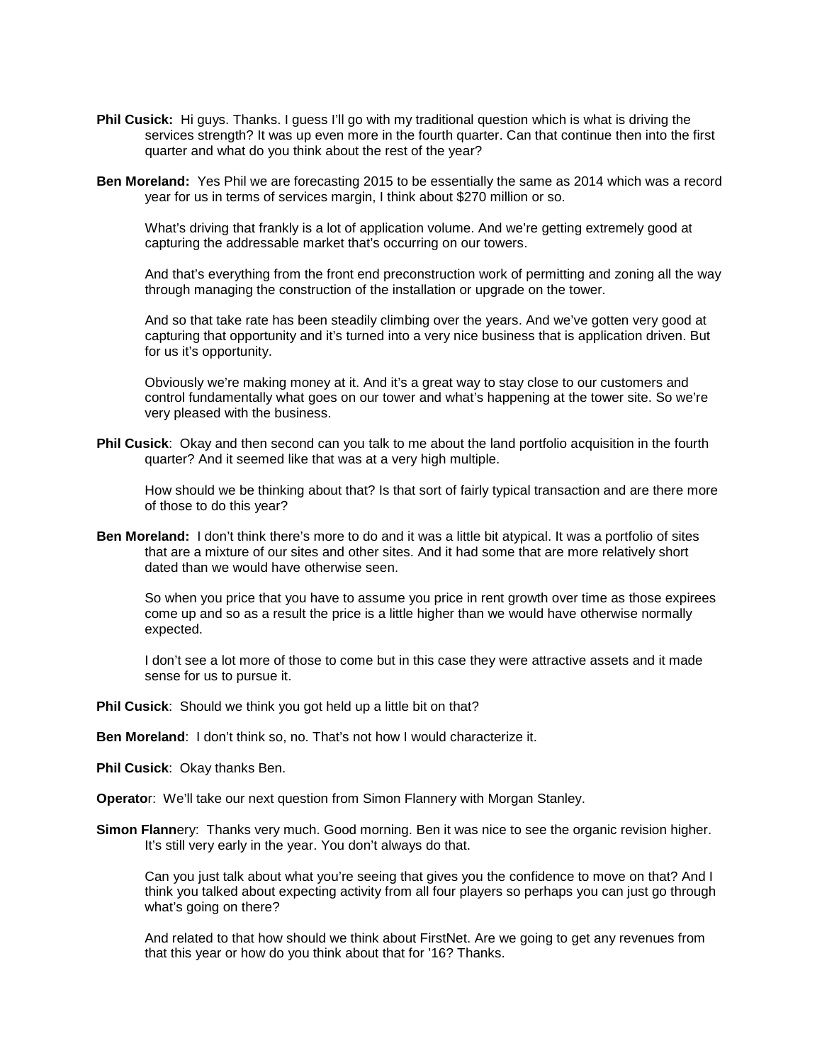**Phil Cusick:** Hi guys. Thanks. I guess I'll go with my traditional question which is what is driving the services strength? It was up even more in the fourth quarter. Can that continue then into the first quarter and what do you think about the rest of the year?

**Ben Moreland:** Yes Phil we are forecasting 2015 to be essentially the same as 2014 which was a record year for us in terms of services margin, I think about $270 million or so.

What's driving that frankly is a lot of application volume. And we're getting extremely good at capturing the addressable market that's occurring on our towers.

And that's everything from the front end preconstruction work of permitting and zoning all the way through managing the construction of the installation or upgrade on the tower.

And so that take rate has been steadily climbing over the years. And we've gotten very good at capturing that opportunity and it's turned into a very nice business that is application driven. But for us it's opportunity.

Obviously we're making money at it. And it's a great way to stay close to our customers and control fundamentally what goes on our tower and what's happening at the tower site. So we're very pleased with the business.

**Phil Cusick**: Okay and then second can you talk to me about the land portfolio acquisition in the fourth quarter? And it seemed like that was at a very high multiple.

How should we be thinking about that? Is that sort of fairly typical transaction and are there more of those to do this year?

**Ben Moreland:** I don't think there's more to do and it was a little bit atypical. It was a portfolio of sites that are a mixture of our sites and other sites. And it had some that are more relatively short dated than we would have otherwise seen.

So when you price that you have to assume you price in rent growth over time as those expirees come up and so as a result the price is a little higher than we would have otherwise normally expected.

I don't see a lot more of those to come but in this case they were attractive assets and it made sense for us to pursue it.

**Phil Cusick**: Should we think you got held up a little bit on that?

**Ben Moreland**: I don't think so, no. That's not how I would characterize it.

**Phil Cusick**: Okay thanks Ben.

**Operator**: We'll take our next question from Simon Flannery with Morgan Stanley.

**Simon Flannery**: Thanks very much. Good morning. Ben it was nice to see the organic revision higher. It's still very early in the year. You don't always do that.

Can you just talk about what you're seeing that gives you the confidence to move on that? And I think you talked about expecting activity from all four players so perhaps you can just go through what's going on there?

And related to that how should we think about FirstNet. Are we going to get any revenues from that this year or how do you think about that for '16? Thanks.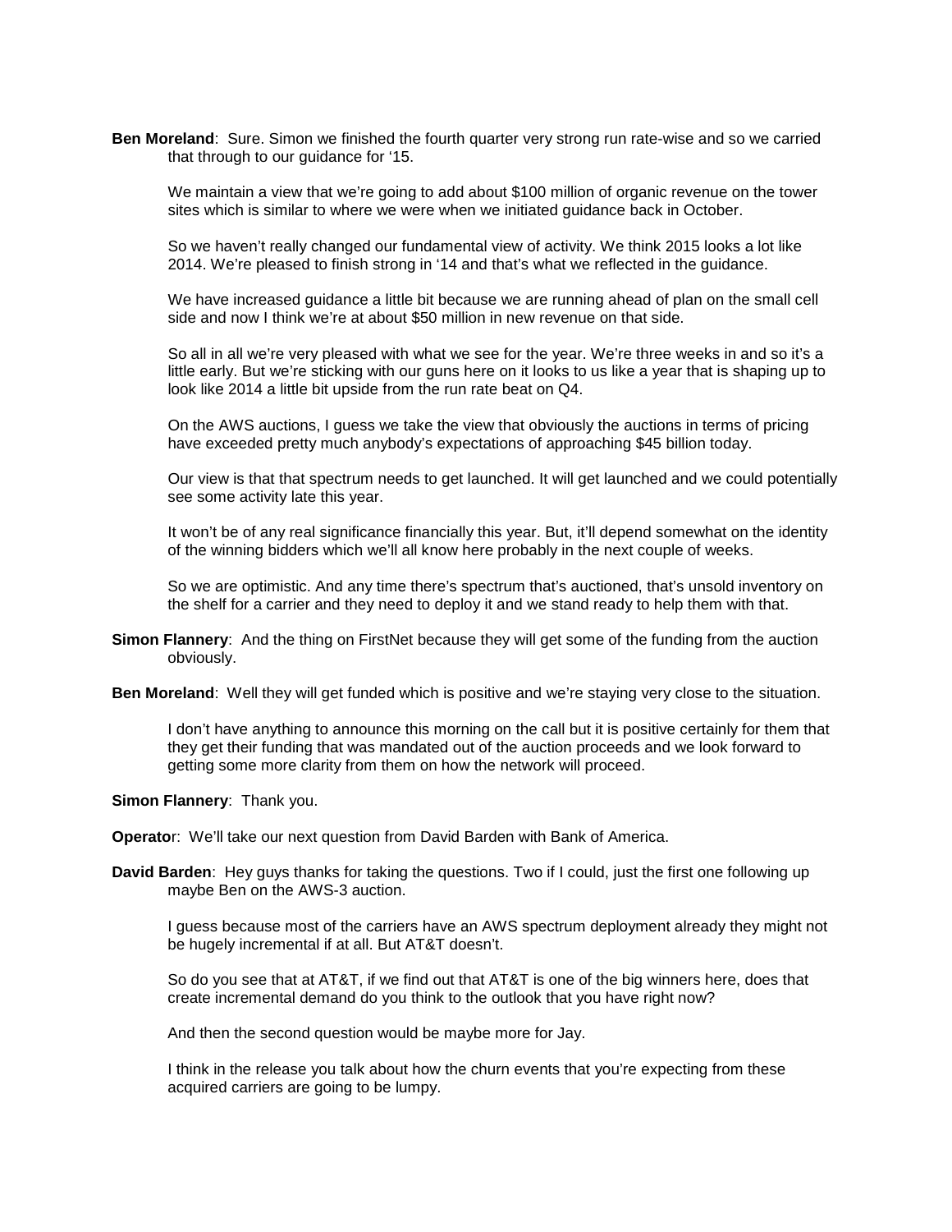**Ben Moreland**: Sure. Simon we finished the fourth quarter very strong run rate-wise and so we carried that through to our guidance for '15.

We maintain a view that we're going to add about $100 million of organic revenue on the tower sites which is similar to where we were when we initiated guidance back in October.

So we haven't really changed our fundamental view of activity. We think 2015 looks a lot like 2014. We're pleased to finish strong in '14 and that's what we reflected in the guidance.

We have increased guidance a little bit because we are running ahead of plan on the small cell side and now I think we're at about $50 million in new revenue on that side.

So all in all we're very pleased with what we see for the year. We're three weeks in and so it's a little early. But we're sticking with our guns here on it looks to us like a year that is shaping up to look like 2014 a little bit upside from the run rate beat on Q4.

On the AWS auctions, I guess we take the view that obviously the auctions in terms of pricing have exceeded pretty much anybody's expectations of approaching $45 billion today.

Our view is that that spectrum needs to get launched. It will get launched and we could potentially see some activity late this year.

It won't be of any real significance financially this year. But, it'll depend somewhat on the identity of the winning bidders which we'll all know here probably in the next couple of weeks.

So we are optimistic. And any time there's spectrum that's auctioned, that's unsold inventory on the shelf for a carrier and they need to deploy it and we stand ready to help them with that.

**Simon Flannery**: And the thing on FirstNet because they will get some of the funding from the auction obviously.

**Ben Moreland**: Well they will get funded which is positive and we're staying very close to the situation.

I don't have anything to announce this morning on the call but it is positive certainly for them that they get their funding that was mandated out of the auction proceeds and we look forward to getting some more clarity from them on how the network will proceed.

**Simon Flannery**: Thank you.

**Operator**: We'll take our next question from David Barden with Bank of America.

**David Barden**: Hey guys thanks for taking the questions. Two if I could, just the first one following up maybe Ben on the AWS-3 auction.

I guess because most of the carriers have an AWS spectrum deployment already they might not be hugely incremental if at all. But AT&T doesn't.

So do you see that at AT&T, if we find out that AT&T is one of the big winners here, does that create incremental demand do you think to the outlook that you have right now?

And then the second question would be maybe more for Jay.

I think in the release you talk about how the churn events that you're expecting from these acquired carriers are going to be lumpy.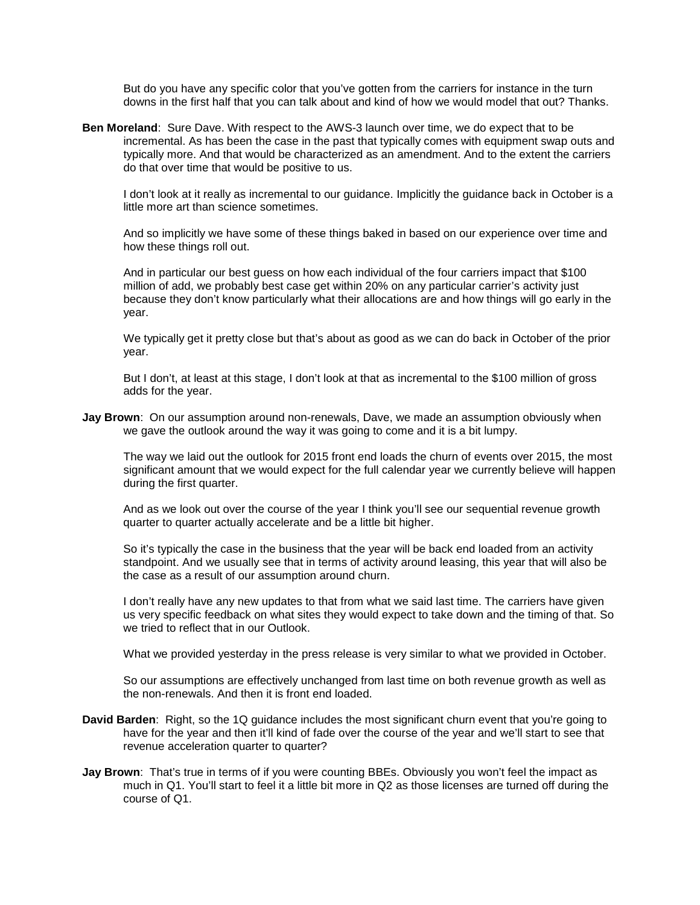But do you have any specific color that you've gotten from the carriers for instance in the turn downs in the first half that you can talk about and kind of how we would model that out? Thanks.

**Ben Moreland**: Sure Dave. With respect to the AWS-3 launch over time, we do expect that to be incremental. As has been the case in the past that typically comes with equipment swap outs and typically more. And that would be characterized as an amendment. And to the extent the carriers do that over time that would be positive to us.

I don't look at it really as incremental to our guidance. Implicitly the guidance back in October is a little more art than science sometimes.

And so implicitly we have some of these things baked in based on our experience over time and how these things roll out.

And in particular our best guess on how each individual of the four carriers impact that $100 million of add, we probably best case get within 20% on any particular carrier's activity just because they don't know particularly what their allocations are and how things will go early in the year.

We typically get it pretty close but that's about as good as we can do back in October of the prior year.

But I don't, at least at this stage, I don't look at that as incremental to the $100 million of gross adds for the year.

**Jay Brown**: On our assumption around non-renewals, Dave, we made an assumption obviously when we gave the outlook around the way it was going to come and it is a bit lumpy.

The way we laid out the outlook for 2015 front end loads the churn of events over 2015, the most significant amount that we would expect for the full calendar year we currently believe will happen during the first quarter.

And as we look out over the course of the year I think you'll see our sequential revenue growth quarter to quarter actually accelerate and be a little bit higher.

So it's typically the case in the business that the year will be back end loaded from an activity standpoint. And we usually see that in terms of activity around leasing, this year that will also be the case as a result of our assumption around churn.

I don't really have any new updates to that from what we said last time. The carriers have given us very specific feedback on what sites they would expect to take down and the timing of that. So we tried to reflect that in our Outlook.

What we provided yesterday in the press release is very similar to what we provided in October.

So our assumptions are effectively unchanged from last time on both revenue growth as well as the non-renewals. And then it is front end loaded.

**David Barden**: Right, so the 1Q guidance includes the most significant churn event that you're going to have for the year and then it'll kind of fade over the course of the year and we'll start to see that revenue acceleration quarter to quarter?

**Jay Brown**: That's true in terms of if you were counting BBEs. Obviously you won't feel the impact as much in Q1. You'll start to feel it a little bit more in Q2 as those licenses are turned off during the course of Q1.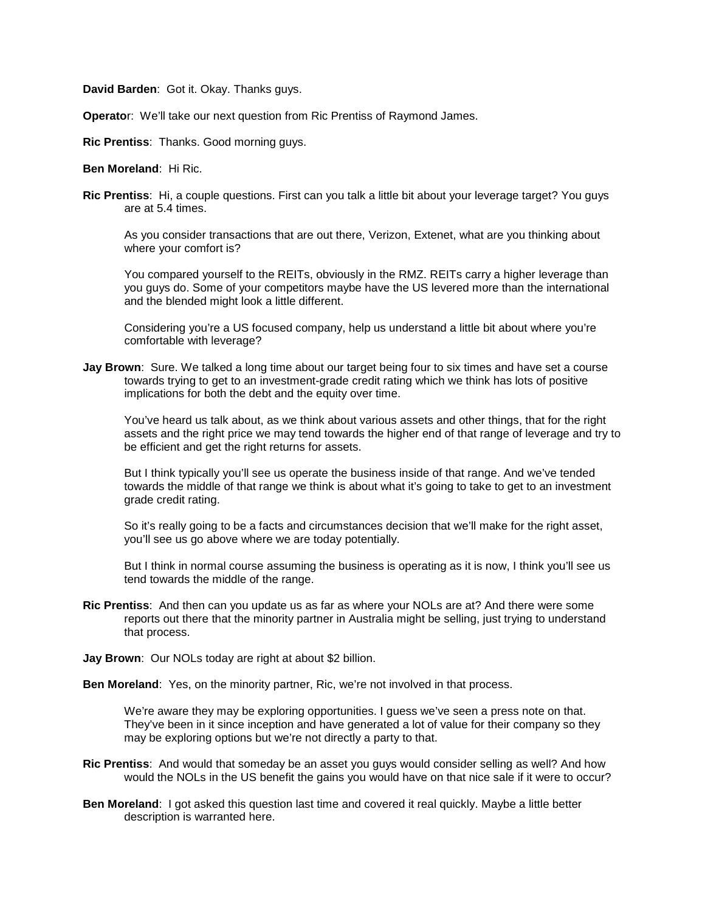**David Barden**: Got it. Okay. Thanks guys.

**Operator**: We'll take our next question from Ric Prentiss of Raymond James.

**Ric Prentiss**: Thanks. Good morning guys.

**Ben Moreland**: Hi Ric.

**Ric Prentiss**: Hi, a couple questions. First can you talk a little bit about your leverage target? You guys are at 5.4 times.

As you consider transactions that are out there, Verizon, Extenet, what are you thinking about where your comfort is?

You compared yourself to the REITs, obviously in the RMZ. REITs carry a higher leverage than you guys do. Some of your competitors maybe have the US levered more than the international and the blended might look a little different.

Considering you're a US focused company, help us understand a little bit about where you're comfortable with leverage?

**Jay Brown**: Sure. We talked a long time about our target being four to six times and have set a course towards trying to get to an investment-grade credit rating which we think has lots of positive implications for both the debt and the equity over time.

You've heard us talk about, as we think about various assets and other things, that for the right assets and the right price we may tend towards the higher end of that range of leverage and try to be efficient and get the right returns for assets.

But I think typically you'll see us operate the business inside of that range. And we've tended towards the middle of that range we think is about what it's going to take to get to an investment grade credit rating.

So it's really going to be a facts and circumstances decision that we'll make for the right asset, you'll see us go above where we are today potentially.

But I think in normal course assuming the business is operating as it is now, I think you'll see us tend towards the middle of the range.

**Ric Prentiss**: And then can you update us as far as where your NOLs are at? And there were some reports out there that the minority partner in Australia might be selling, just trying to understand that process.

**Jay Brown**: Our NOLs today are right at about $2 billion.

**Ben Moreland**: Yes, on the minority partner, Ric, we're not involved in that process.

We're aware they may be exploring opportunities. I guess we've seen a press note on that. They've been in it since inception and have generated a lot of value for their company so they may be exploring options but we're not directly a party to that.

**Ric Prentiss**: And would that someday be an asset you guys would consider selling as well? And how would the NOLs in the US benefit the gains you would have on that nice sale if it were to occur?

**Ben Moreland**: I got asked this question last time and covered it real quickly. Maybe a little better description is warranted here.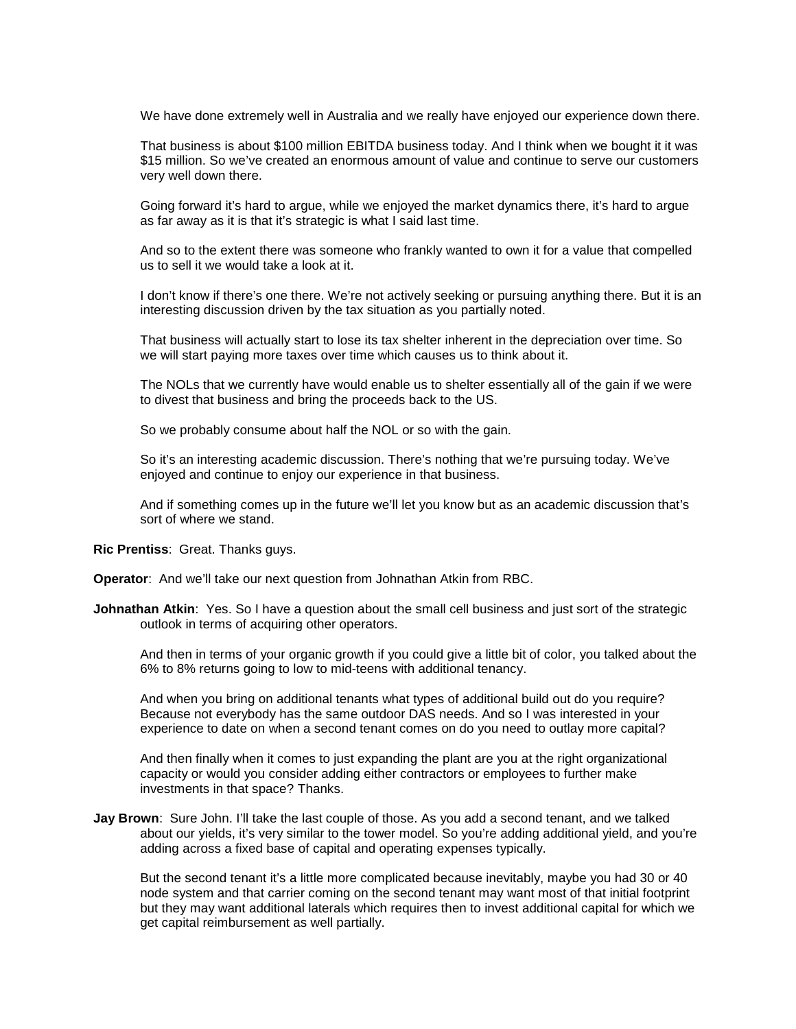We have done extremely well in Australia and we really have enjoyed our experience down there.

That business is about $100 million EBITDA business today. And I think when we bought it it was $15 million. So we've created an enormous amount of value and continue to serve our customers very well down there.

Going forward it's hard to argue, while we enjoyed the market dynamics there, it's hard to argue as far away as it is that it's strategic is what I said last time.

And so to the extent there was someone who frankly wanted to own it for a value that compelled us to sell it we would take a look at it.

I don't know if there's one there. We're not actively seeking or pursuing anything there. But it is an interesting discussion driven by the tax situation as you partially noted.

That business will actually start to lose its tax shelter inherent in the depreciation over time. So we will start paying more taxes over time which causes us to think about it.

The NOLs that we currently have would enable us to shelter essentially all of the gain if we were to divest that business and bring the proceeds back to the US.

So we probably consume about half the NOL or so with the gain.

So it's an interesting academic discussion. There's nothing that we're pursuing today. We've enjoyed and continue to enjoy our experience in that business.

And if something comes up in the future we'll let you know but as an academic discussion that's sort of where we stand.

**Ric Prentiss**: Great. Thanks guys.

**Operator**: And we'll take our next question from Johnathan Atkin from RBC.

**Johnathan Atkin**: Yes. So I have a question about the small cell business and just sort of the strategic outlook in terms of acquiring other operators.

And then in terms of your organic growth if you could give a little bit of color, you talked about the 6% to 8% returns going to low to mid-teens with additional tenancy.

And when you bring on additional tenants what types of additional build out do you require? Because not everybody has the same outdoor DAS needs. And so I was interested in your experience to date on when a second tenant comes on do you need to outlay more capital?

And then finally when it comes to just expanding the plant are you at the right organizational capacity or would you consider adding either contractors or employees to further make investments in that space? Thanks.

**Jay Brown**: Sure John. I'll take the last couple of those. As you add a second tenant, and we talked about our yields, it's very similar to the tower model. So you're adding additional yield, and you're adding across a fixed base of capital and operating expenses typically.

But the second tenant it's a little more complicated because inevitably, maybe you had 30 or 40 node system and that carrier coming on the second tenant may want most of that initial footprint but they may want additional laterals which requires then to invest additional capital for which we get capital reimbursement as well partially.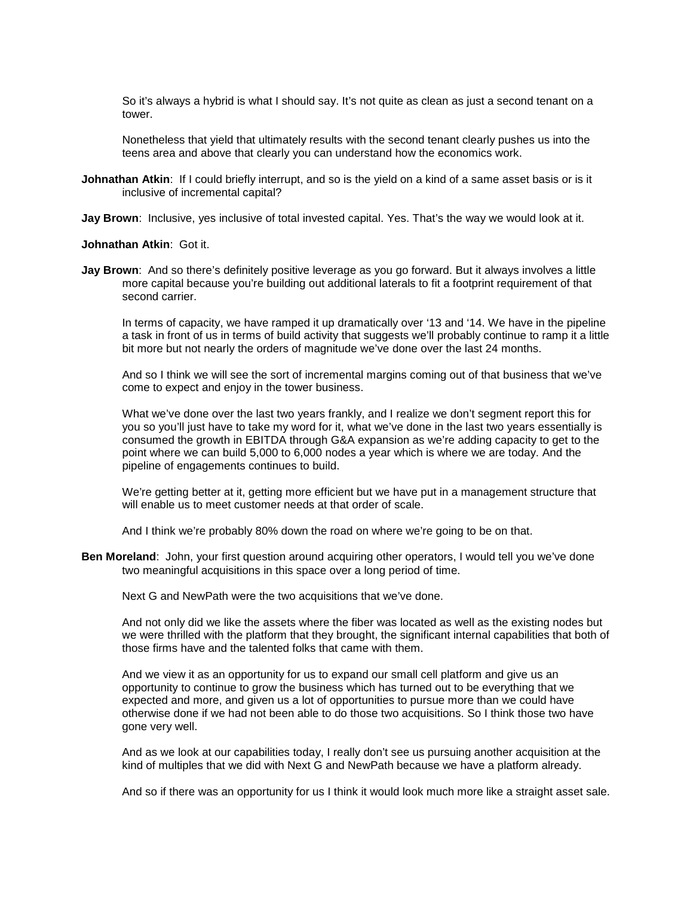So it's always a hybrid is what I should say. It's not quite as clean as just a second tenant on a tower.

Nonetheless that yield that ultimately results with the second tenant clearly pushes us into the teens area and above that clearly you can understand how the economics work.

**Johnathan Atkin**: If I could briefly interrupt, and so is the yield on a kind of a same asset basis or is it inclusive of incremental capital?

**Jay Brown**: Inclusive, yes inclusive of total invested capital. Yes. That's the way we would look at it.

**Johnathan Atkin**: Got it.

**Jay Brown**: And so there's definitely positive leverage as you go forward. But it always involves a little more capital because you're building out additional laterals to fit a footprint requirement of that second carrier.

In terms of capacity, we have ramped it up dramatically over '13 and '14. We have in the pipeline a task in front of us in terms of build activity that suggests we'll probably continue to ramp it a little bit more but not nearly the orders of magnitude we've done over the last 24 months.

And so I think we will see the sort of incremental margins coming out of that business that we've come to expect and enjoy in the tower business.

What we've done over the last two years frankly, and I realize we don't segment report this for you so you'll just have to take my word for it, what we've done in the last two years essentially is consumed the growth in EBITDA through G&A expansion as we're adding capacity to get to the point where we can build 5,000 to 6,000 nodes a year which is where we are today. And the pipeline of engagements continues to build.

We're getting better at it, getting more efficient but we have put in a management structure that will enable us to meet customer needs at that order of scale.

And I think we're probably 80% down the road on where we're going to be on that.

**Ben Moreland**: John, your first question around acquiring other operators, I would tell you we've done two meaningful acquisitions in this space over a long period of time.

Next G and NewPath were the two acquisitions that we've done.

And not only did we like the assets where the fiber was located as well as the existing nodes but we were thrilled with the platform that they brought, the significant internal capabilities that both of those firms have and the talented folks that came with them.

And we view it as an opportunity for us to expand our small cell platform and give us an opportunity to continue to grow the business which has turned out to be everything that we expected and more, and given us a lot of opportunities to pursue more than we could have otherwise done if we had not been able to do those two acquisitions. So I think those two have gone very well.

And as we look at our capabilities today, I really don't see us pursuing another acquisition at the kind of multiples that we did with Next G and NewPath because we have a platform already.

And so if there was an opportunity for us I think it would look much more like a straight asset sale.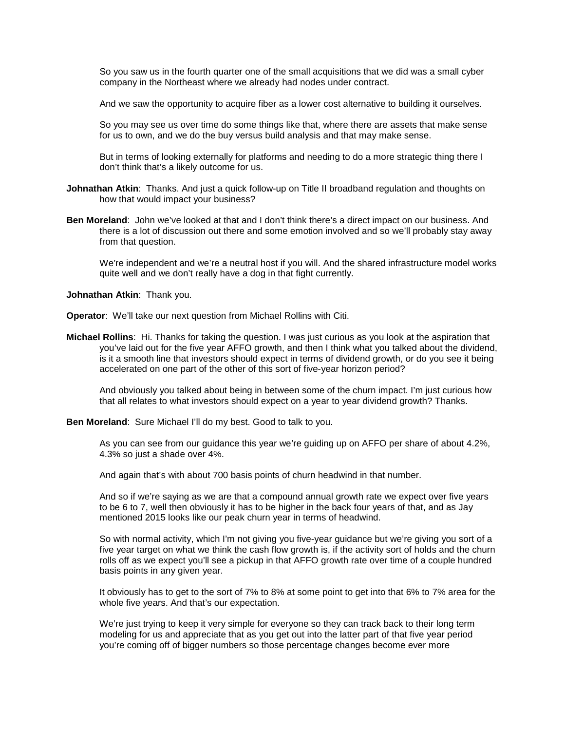So you saw us in the fourth quarter one of the small acquisitions that we did was a small cyber company in the Northeast where we already had nodes under contract.

And we saw the opportunity to acquire fiber as a lower cost alternative to building it ourselves.

So you may see us over time do some things like that, where there are assets that make sense for us to own, and we do the buy versus build analysis and that may make sense.

But in terms of looking externally for platforms and needing to do a more strategic thing there I don't think that's a likely outcome for us.

**Johnathan Atkin**: Thanks. And just a quick follow-up on Title II broadband regulation and thoughts on how that would impact your business?

**Ben Moreland**: John we've looked at that and I don't think there's a direct impact on our business. And there is a lot of discussion out there and some emotion involved and so we'll probably stay away from that question.

We're independent and we're a neutral host if you will. And the shared infrastructure model works quite well and we don't really have a dog in that fight currently.

**Johnathan Atkin**: Thank you.

**Operator**: We'll take our next question from Michael Rollins with Citi.

**Michael Rollins**: Hi. Thanks for taking the question. I was just curious as you look at the aspiration that you've laid out for the five year AFFO growth, and then I think what you talked about the dividend, is it a smooth line that investors should expect in terms of dividend growth, or do you see it being accelerated on one part of the other of this sort of five-year horizon period?

And obviously you talked about being in between some of the churn impact. I'm just curious how that all relates to what investors should expect on a year to year dividend growth? Thanks.

**Ben Moreland**: Sure Michael I'll do my best. Good to talk to you.

As you can see from our guidance this year we're guiding up on AFFO per share of about 4.2%, 4.3% so just a shade over 4%.

And again that's with about 700 basis points of churn headwind in that number.

And so if we're saying as we are that a compound annual growth rate we expect over five years to be 6 to 7, well then obviously it has to be higher in the back four years of that, and as Jay mentioned 2015 looks like our peak churn year in terms of headwind.

So with normal activity, which I'm not giving you five-year guidance but we're giving you sort of a five year target on what we think the cash flow growth is, if the activity sort of holds and the churn rolls off as we expect you'll see a pickup in that AFFO growth rate over time of a couple hundred basis points in any given year.

It obviously has to get to the sort of 7% to 8% at some point to get into that 6% to 7% area for the whole five years. And that's our expectation.

We're just trying to keep it very simple for everyone so they can track back to their long term modeling for us and appreciate that as you get out into the latter part of that five year period you're coming off of bigger numbers so those percentage changes become ever more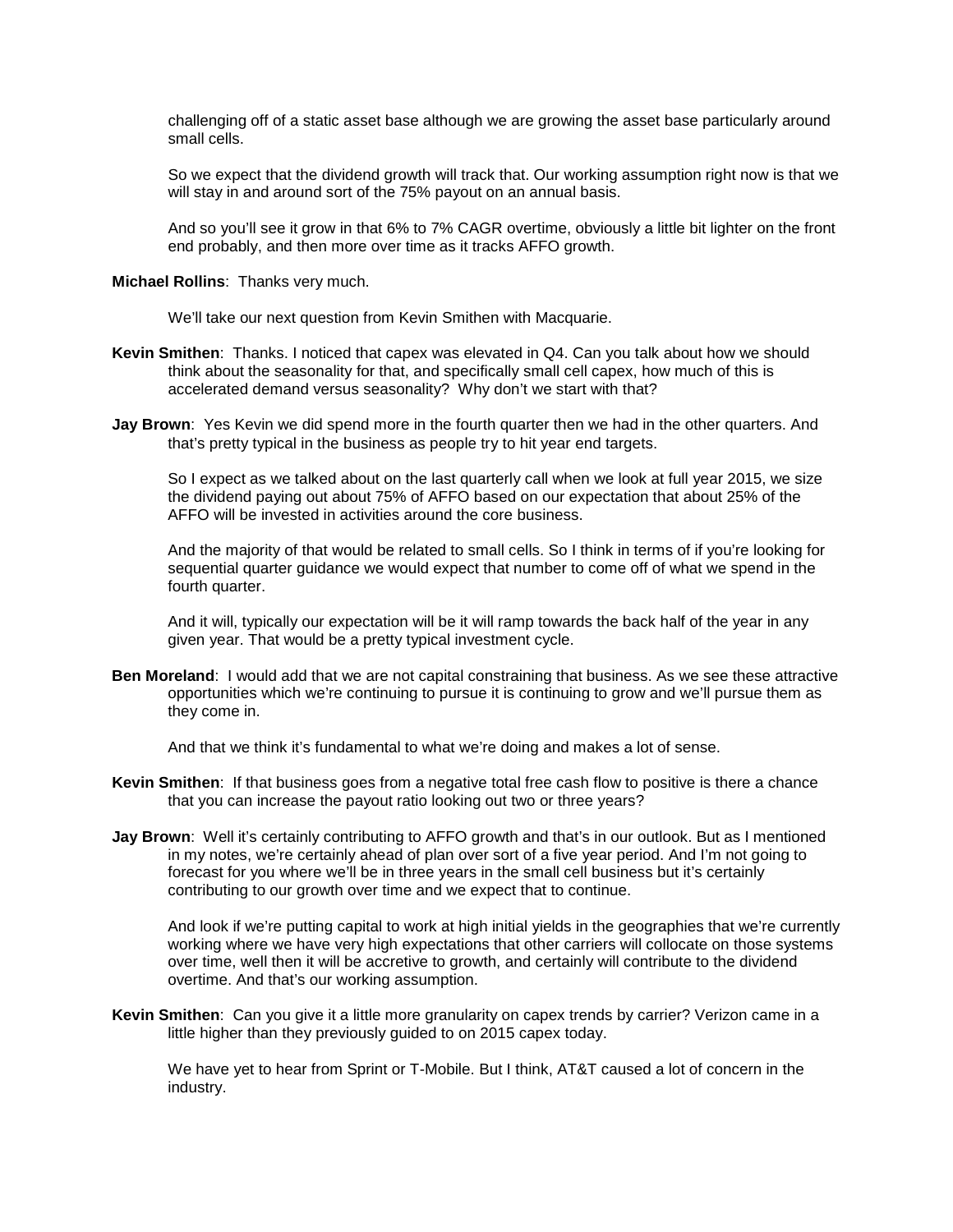challenging off of a static asset base although we are growing the asset base particularly around small cells.

So we expect that the dividend growth will track that. Our working assumption right now is that we will stay in and around sort of the 75% payout on an annual basis.

And so you'll see it grow in that 6% to 7% CAGR overtime, obviously a little bit lighter on the front end probably, and then more over time as it tracks AFFO growth.

**Michael Rollins**: Thanks very much.

We'll take our next question from Kevin Smithen with Macquarie.

**Kevin Smithen**: Thanks. I noticed that capex was elevated in Q4. Can you talk about how we should think about the seasonality for that, and specifically small cell capex, how much of this is accelerated demand versus seasonality? Why don't we start with that?

**Jay Brown**: Yes Kevin we did spend more in the fourth quarter then we had in the other quarters. And that's pretty typical in the business as people try to hit year end targets.

So I expect as we talked about on the last quarterly call when we look at full year 2015, we size the dividend paying out about 75% of AFFO based on our expectation that about 25% of the AFFO will be invested in activities around the core business.

And the majority of that would be related to small cells. So I think in terms of if you're looking for sequential quarter guidance we would expect that number to come off of what we spend in the fourth quarter.

And it will, typically our expectation will be it will ramp towards the back half of the year in any given year. That would be a pretty typical investment cycle.

**Ben Moreland**: I would add that we are not capital constraining that business. As we see these attractive opportunities which we're continuing to pursue it is continuing to grow and we'll pursue them as they come in.

And that we think it's fundamental to what we're doing and makes a lot of sense.

**Kevin Smithen**: If that business goes from a negative total free cash flow to positive is there a chance that you can increase the payout ratio looking out two or three years?

**Jay Brown**: Well it's certainly contributing to AFFO growth and that's in our outlook. But as I mentioned in my notes, we're certainly ahead of plan over sort of a five year period. And I'm not going to forecast for you where we'll be in three years in the small cell business but it's certainly contributing to our growth over time and we expect that to continue.

And look if we're putting capital to work at high initial yields in the geographies that we're currently working where we have very high expectations that other carriers will collocate on those systems over time, well then it will be accretive to growth, and certainly will contribute to the dividend overtime. And that's our working assumption.

**Kevin Smithen**: Can you give it a little more granularity on capex trends by carrier? Verizon came in a little higher than they previously guided to on 2015 capex today.

We have yet to hear from Sprint or T-Mobile. But I think, AT&T caused a lot of concern in the industry.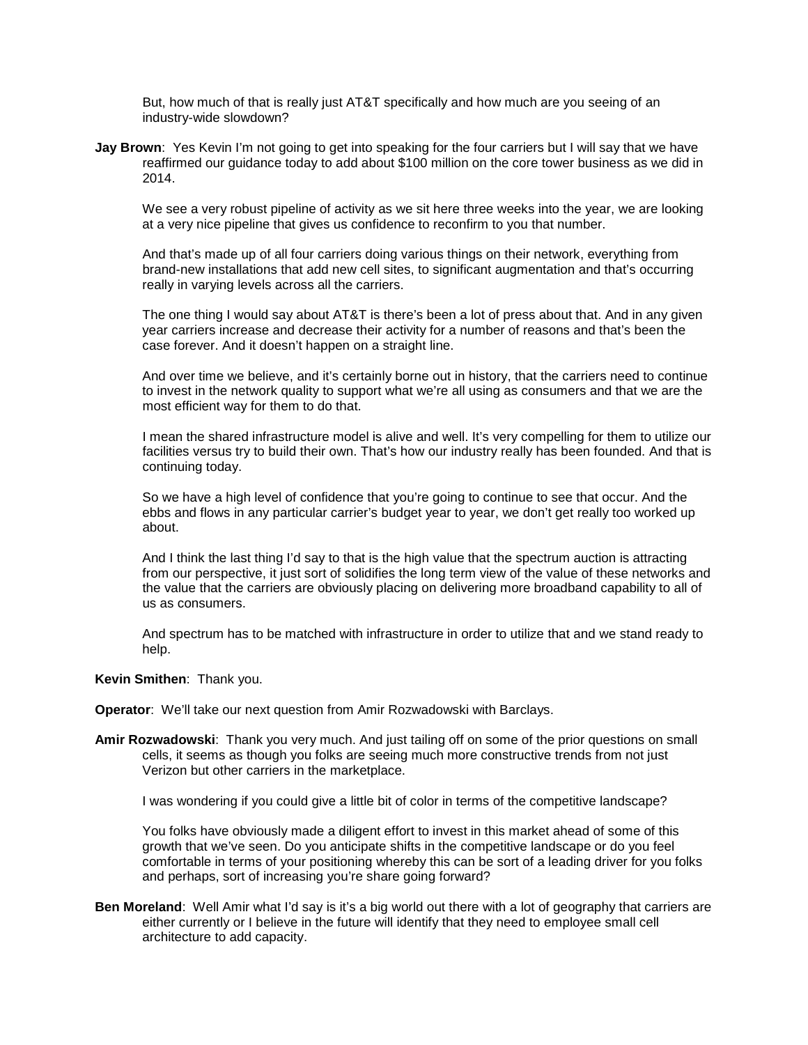But, how much of that is really just AT&T specifically and how much are you seeing of an industry-wide slowdown?

**Jay Brown**: Yes Kevin I'm not going to get into speaking for the four carriers but I will say that we have reaffirmed our guidance today to add about $100 million on the core tower business as we did in 2014.

We see a very robust pipeline of activity as we sit here three weeks into the year, we are looking at a very nice pipeline that gives us confidence to reconfirm to you that number.

And that's made up of all four carriers doing various things on their network, everything from brand-new installations that add new cell sites, to significant augmentation and that's occurring really in varying levels across all the carriers.

The one thing I would say about AT&T is there's been a lot of press about that. And in any given year carriers increase and decrease their activity for a number of reasons and that's been the case forever. And it doesn't happen on a straight line.

And over time we believe, and it's certainly borne out in history, that the carriers need to continue to invest in the network quality to support what we're all using as consumers and that we are the most efficient way for them to do that.

I mean the shared infrastructure model is alive and well. It's very compelling for them to utilize our facilities versus try to build their own. That's how our industry really has been founded. And that is continuing today.

So we have a high level of confidence that you're going to continue to see that occur. And the ebbs and flows in any particular carrier's budget year to year, we don't get really too worked up about.

And I think the last thing I'd say to that is the high value that the spectrum auction is attracting from our perspective, it just sort of solidifies the long term view of the value of these networks and the value that the carriers are obviously placing on delivering more broadband capability to all of us as consumers.

And spectrum has to be matched with infrastructure in order to utilize that and we stand ready to help.

**Kevin Smithen**: Thank you.

**Operator**: We'll take our next question from Amir Rozwadowski with Barclays.

**Amir Rozwadowski**: Thank you very much. And just tailing off on some of the prior questions on small cells, it seems as though you folks are seeing much more constructive trends from not just Verizon but other carriers in the marketplace.

I was wondering if you could give a little bit of color in terms of the competitive landscape?

You folks have obviously made a diligent effort to invest in this market ahead of some of this growth that we've seen. Do you anticipate shifts in the competitive landscape or do you feel comfortable in terms of your positioning whereby this can be sort of a leading driver for you folks and perhaps, sort of increasing you're share going forward?

**Ben Moreland**: Well Amir what I'd say is it's a big world out there with a lot of geography that carriers are either currently or I believe in the future will identify that they need to employee small cell architecture to add capacity.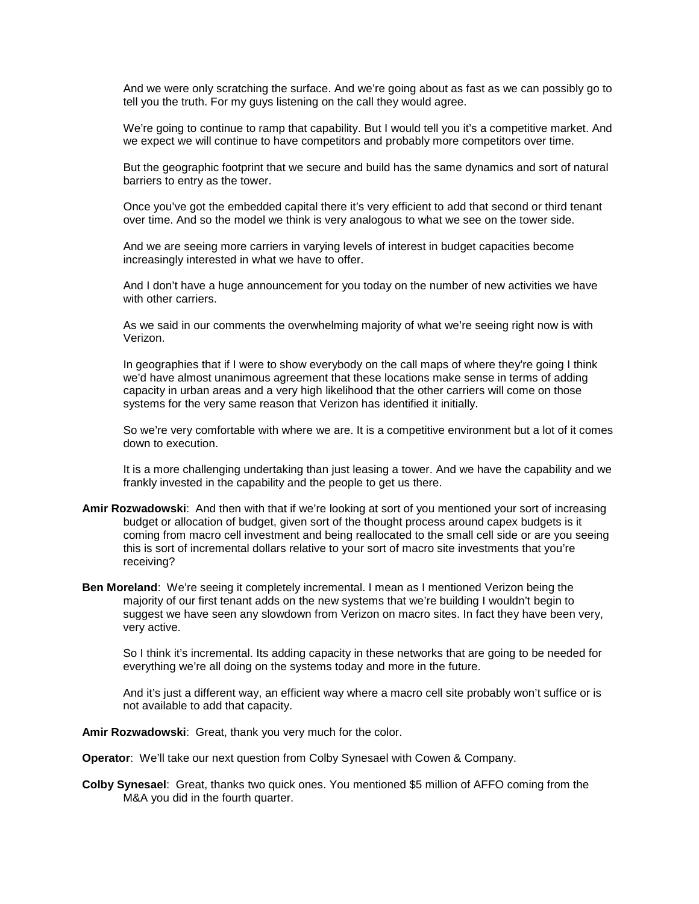And we were only scratching the surface. And we're going about as fast as we can possibly go to tell you the truth. For my guys listening on the call they would agree.

We're going to continue to ramp that capability. But I would tell you it's a competitive market. And we expect we will continue to have competitors and probably more competitors over time.

But the geographic footprint that we secure and build has the same dynamics and sort of natural barriers to entry as the tower.

Once you've got the embedded capital there it's very efficient to add that second or third tenant over time. And so the model we think is very analogous to what we see on the tower side.

And we are seeing more carriers in varying levels of interest in budget capacities become increasingly interested in what we have to offer.

And I don't have a huge announcement for you today on the number of new activities we have with other carriers.

As we said in our comments the overwhelming majority of what we're seeing right now is with Verizon.

In geographies that if I were to show everybody on the call maps of where they're going I think we'd have almost unanimous agreement that these locations make sense in terms of adding capacity in urban areas and a very high likelihood that the other carriers will come on those systems for the very same reason that Verizon has identified it initially.

So we're very comfortable with where we are. It is a competitive environment but a lot of it comes down to execution.

It is a more challenging undertaking than just leasing a tower. And we have the capability and we frankly invested in the capability and the people to get us there.

**Amir Rozwadowski**: And then with that if we're looking at sort of you mentioned your sort of increasing budget or allocation of budget, given sort of the thought process around capex budgets is it coming from macro cell investment and being reallocated to the small cell side or are you seeing this is sort of incremental dollars relative to your sort of macro site investments that you're receiving?

**Ben Moreland**: We're seeing it completely incremental. I mean as I mentioned Verizon being the majority of our first tenant adds on the new systems that we're building I wouldn't begin to suggest we have seen any slowdown from Verizon on macro sites. In fact they have been very, very active.

So I think it's incremental. Its adding capacity in these networks that are going to be needed for everything we're all doing on the systems today and more in the future.

And it's just a different way, an efficient way where a macro cell site probably won't suffice or is not available to add that capacity.

**Amir Rozwadowski**: Great, thank you very much for the color.

**Operator**: We'll take our next question from Colby Synesael with Cowen & Company.

**Colby Synesael**: Great, thanks two quick ones. You mentioned $5 million of AFFO coming from the M&A you did in the fourth quarter.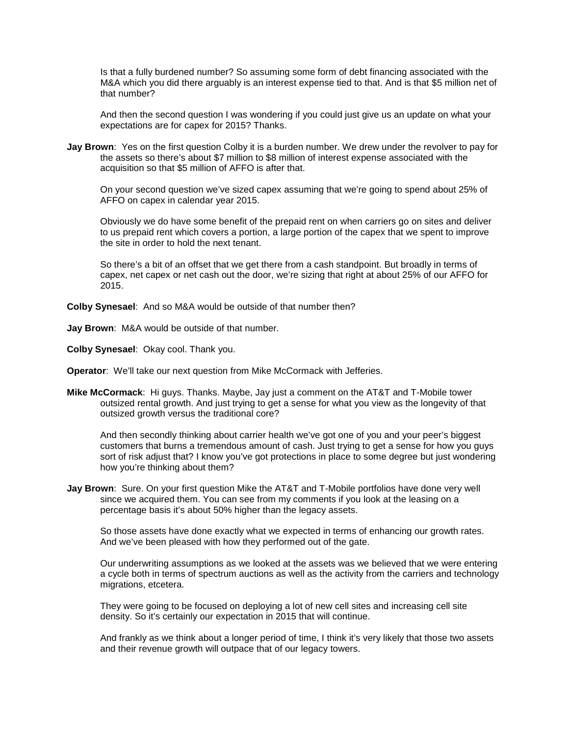Is that a fully burdened number? So assuming some form of debt financing associated with the M&A which you did there arguably is an interest expense tied to that. And is that $5 million net of that number?

And then the second question I was wondering if you could just give us an update on what your expectations are for capex for 2015? Thanks.

**Jay Brown**: Yes on the first question Colby it is a burden number. We drew under the revolver to pay for the assets so there's about $7 million to $8 million of interest expense associated with the acquisition so that $5 million of AFFO is after that.

On your second question we've sized capex assuming that we're going to spend about 25% of AFFO on capex in calendar year 2015.

Obviously we do have some benefit of the prepaid rent on when carriers go on sites and deliver to us prepaid rent which covers a portion, a large portion of the capex that we spent to improve the site in order to hold the next tenant.

So there's a bit of an offset that we get there from a cash standpoint. But broadly in terms of capex, net capex or net cash out the door, we're sizing that right at about 25% of our AFFO for 2015.

**Colby Synesael**: And so M&A would be outside of that number then?

**Jay Brown**: M&A would be outside of that number.

**Colby Synesael**: Okay cool. Thank you.

**Operator**: We'll take our next question from Mike McCormack with Jefferies.

**Mike McCormack**: Hi guys. Thanks. Maybe, Jay just a comment on the AT&T and T-Mobile tower outsized rental growth. And just trying to get a sense for what you view as the longevity of that outsized growth versus the traditional core?

And then secondly thinking about carrier health we've got one of you and your peer's biggest customers that burns a tremendous amount of cash. Just trying to get a sense for how you guys sort of risk adjust that? I know you've got protections in place to some degree but just wondering how you're thinking about them?

**Jay Brown**: Sure. On your first question Mike the AT&T and T-Mobile portfolios have done very well since we acquired them. You can see from my comments if you look at the leasing on a percentage basis it's about 50% higher than the legacy assets.

So those assets have done exactly what we expected in terms of enhancing our growth rates. And we've been pleased with how they performed out of the gate.

Our underwriting assumptions as we looked at the assets was we believed that we were entering a cycle both in terms of spectrum auctions as well as the activity from the carriers and technology migrations, etcetera.

They were going to be focused on deploying a lot of new cell sites and increasing cell site density. So it's certainly our expectation in 2015 that will continue.

And frankly as we think about a longer period of time, I think it's very likely that those two assets and their revenue growth will outpace that of our legacy towers.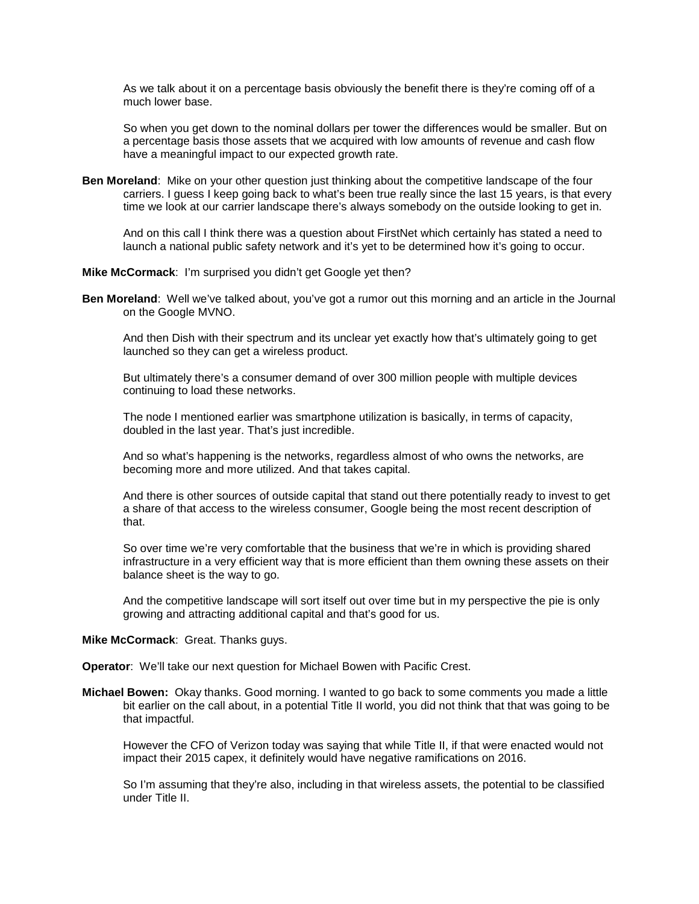As we talk about it on a percentage basis obviously the benefit there is they're coming off of a much lower base.

So when you get down to the nominal dollars per tower the differences would be smaller. But on a percentage basis those assets that we acquired with low amounts of revenue and cash flow have a meaningful impact to our expected growth rate.

**Ben Moreland**: Mike on your other question just thinking about the competitive landscape of the four carriers. I guess I keep going back to what's been true really since the last 15 years, is that every time we look at our carrier landscape there's always somebody on the outside looking to get in.

And on this call I think there was a question about FirstNet which certainly has stated a need to launch a national public safety network and it's yet to be determined how it's going to occur.

**Mike McCormack**: I'm surprised you didn't get Google yet then?

**Ben Moreland**: Well we've talked about, you've got a rumor out this morning and an article in the Journal on the Google MVNO.

And then Dish with their spectrum and its unclear yet exactly how that's ultimately going to get launched so they can get a wireless product.

But ultimately there's a consumer demand of over 300 million people with multiple devices continuing to load these networks.

The node I mentioned earlier was smartphone utilization is basically, in terms of capacity, doubled in the last year. That's just incredible.

And so what's happening is the networks, regardless almost of who owns the networks, are becoming more and more utilized. And that takes capital.

And there is other sources of outside capital that stand out there potentially ready to invest to get a share of that access to the wireless consumer, Google being the most recent description of that.

So over time we're very comfortable that the business that we're in which is providing shared infrastructure in a very efficient way that is more efficient than them owning these assets on their balance sheet is the way to go.

And the competitive landscape will sort itself out over time but in my perspective the pie is only growing and attracting additional capital and that's good for us.

**Mike McCormack**: Great. Thanks guys.

**Operator**: We'll take our next question for Michael Bowen with Pacific Crest.

**Michael Bowen:** Okay thanks. Good morning. I wanted to go back to some comments you made a little bit earlier on the call about, in a potential Title II world, you did not think that that was going to be that impactful.

However the CFO of Verizon today was saying that while Title II, if that were enacted would not impact their 2015 capex, it definitely would have negative ramifications on 2016.

So I'm assuming that they're also, including in that wireless assets, the potential to be classified under Title II.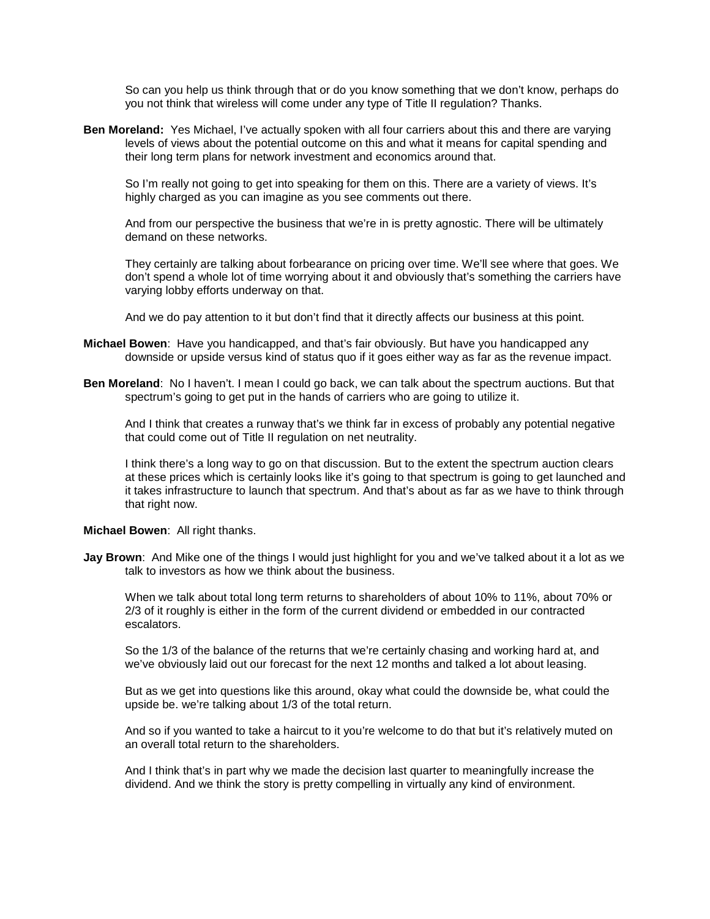So can you help us think through that or do you know something that we don't know, perhaps do you not think that wireless will come under any type of Title II regulation? Thanks.

**Ben Moreland:** Yes Michael, I've actually spoken with all four carriers about this and there are varying levels of views about the potential outcome on this and what it means for capital spending and their long term plans for network investment and economics around that.

So I'm really not going to get into speaking for them on this. There are a variety of views. It's highly charged as you can imagine as you see comments out there.

And from our perspective the business that we're in is pretty agnostic. There will be ultimately demand on these networks.

They certainly are talking about forbearance on pricing over time. We'll see where that goes. We don't spend a whole lot of time worrying about it and obviously that's something the carriers have varying lobby efforts underway on that.

And we do pay attention to it but don't find that it directly affects our business at this point.

**Michael Bowen**: Have you handicapped, and that's fair obviously. But have you handicapped any downside or upside versus kind of status quo if it goes either way as far as the revenue impact.

**Ben Moreland**: No I haven't. I mean I could go back, we can talk about the spectrum auctions. But that spectrum's going to get put in the hands of carriers who are going to utilize it.

And I think that creates a runway that's we think far in excess of probably any potential negative that could come out of Title II regulation on net neutrality.

I think there's a long way to go on that discussion. But to the extent the spectrum auction clears at these prices which is certainly looks like it's going to that spectrum is going to get launched and it takes infrastructure to launch that spectrum. And that's about as far as we have to think through that right now.

**Michael Bowen**: All right thanks.

**Jay Brown**: And Mike one of the things I would just highlight for you and we've talked about it a lot as we talk to investors as how we think about the business.

When we talk about total long term returns to shareholders of about 10% to 11%, about 70% or 2/3 of it roughly is either in the form of the current dividend or embedded in our contracted escalators.

So the 1/3 of the balance of the returns that we're certainly chasing and working hard at, and we've obviously laid out our forecast for the next 12 months and talked a lot about leasing.

But as we get into questions like this around, okay what could the downside be, what could the upside be. we're talking about 1/3 of the total return.

And so if you wanted to take a haircut to it you're welcome to do that but it's relatively muted on an overall total return to the shareholders.

And I think that's in part why we made the decision last quarter to meaningfully increase the dividend. And we think the story is pretty compelling in virtually any kind of environment.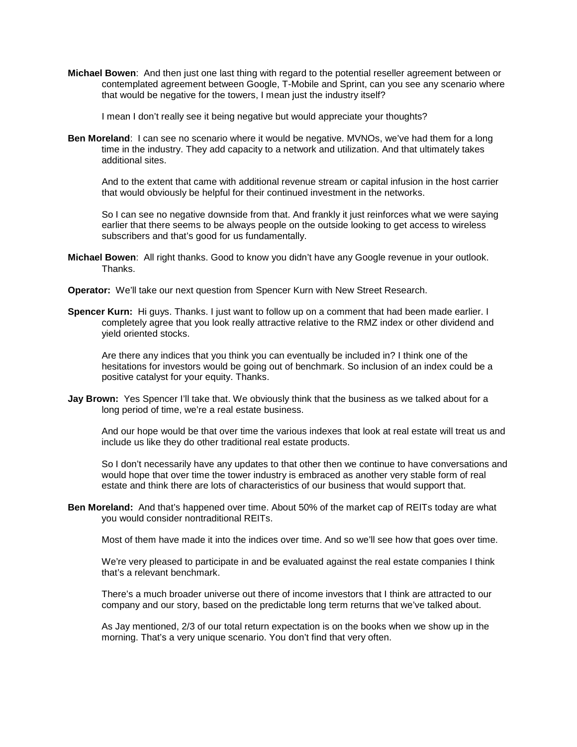**Michael Bowen**: And then just one last thing with regard to the potential reseller agreement between or contemplated agreement between Google, T-Mobile and Sprint, can you see any scenario where that would be negative for the towers, I mean just the industry itself?

I mean I don't really see it being negative but would appreciate your thoughts?

**Ben Moreland**: I can see no scenario where it would be negative. MVNOs, we've had them for a long time in the industry. They add capacity to a network and utilization. And that ultimately takes additional sites.

And to the extent that came with additional revenue stream or capital infusion in the host carrier that would obviously be helpful for their continued investment in the networks.

So I can see no negative downside from that. And frankly it just reinforces what we were saying earlier that there seems to be always people on the outside looking to get access to wireless subscribers and that's good for us fundamentally.

**Michael Bowen**: All right thanks. Good to know you didn't have any Google revenue in your outlook. Thanks.

**Operator:** We'll take our next question from Spencer Kurn with New Street Research.

**Spencer Kurn:** Hi guys. Thanks. I just want to follow up on a comment that had been made earlier. I completely agree that you look really attractive relative to the RMZ index or other dividend and yield oriented stocks.

Are there any indices that you think you can eventually be included in? I think one of the hesitations for investors would be going out of benchmark. So inclusion of an index could be a positive catalyst for your equity. Thanks.

**Jay Brown:** Yes Spencer I'll take that. We obviously think that the business as we talked about for a long period of time, we're a real estate business.

And our hope would be that over time the various indexes that look at real estate will treat us and include us like they do other traditional real estate products.

So I don't necessarily have any updates to that other then we continue to have conversations and would hope that over time the tower industry is embraced as another very stable form of real estate and think there are lots of characteristics of our business that would support that.

**Ben Moreland:** And that's happened over time. About 50% of the market cap of REITs today are what you would consider nontraditional REITs.

Most of them have made it into the indices over time. And so we'll see how that goes over time.

We're very pleased to participate in and be evaluated against the real estate companies I think that's a relevant benchmark.

There's a much broader universe out there of income investors that I think are attracted to our company and our story, based on the predictable long term returns that we've talked about.

As Jay mentioned, 2/3 of our total return expectation is on the books when we show up in the morning. That's a very unique scenario. You don't find that very often.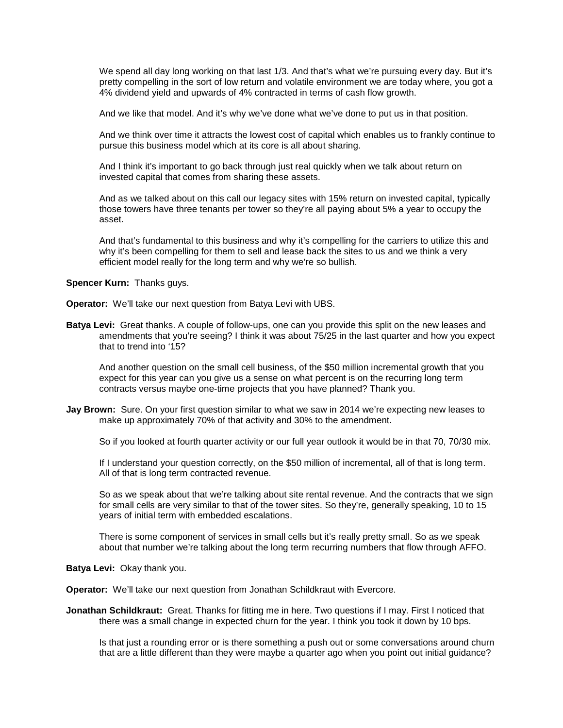We spend all day long working on that last 1/3. And that's what we're pursuing every day. But it's pretty compelling in the sort of low return and volatile environment we are today where, you got a 4% dividend yield and upwards of 4% contracted in terms of cash flow growth.

And we like that model. And it's why we've done what we've done to put us in that position.

And we think over time it attracts the lowest cost of capital which enables us to frankly continue to pursue this business model which at its core is all about sharing.

And I think it's important to go back through just real quickly when we talk about return on invested capital that comes from sharing these assets.

And as we talked about on this call our legacy sites with 15% return on invested capital, typically those towers have three tenants per tower so they're all paying about 5% a year to occupy the asset.

And that's fundamental to this business and why it's compelling for the carriers to utilize this and why it's been compelling for them to sell and lease back the sites to us and we think a very efficient model really for the long term and why we're so bullish.

**Spencer Kurn:** Thanks guys.

**Operator:** We'll take our next question from Batya Levi with UBS.

**Batya Levi:** Great thanks. A couple of follow-ups, one can you provide this split on the new leases and amendments that you're seeing? I think it was about 75/25 in the last quarter and how you expect that to trend into '15?

And another question on the small cell business, of the $50 million incremental growth that you expect for this year can you give us a sense on what percent is on the recurring long term contracts versus maybe one-time projects that you have planned? Thank you.

**Jay Brown:** Sure. On your first question similar to what we saw in 2014 we're expecting new leases to make up approximately 70% of that activity and 30% to the amendment.

So if you looked at fourth quarter activity or our full year outlook it would be in that 70, 70/30 mix.

If I understand your question correctly, on the $50 million of incremental, all of that is long term. All of that is long term contracted revenue.

So as we speak about that we're talking about site rental revenue. And the contracts that we sign for small cells are very similar to that of the tower sites. So they're, generally speaking, 10 to 15 years of initial term with embedded escalations.

There is some component of services in small cells but it's really pretty small. So as we speak about that number we're talking about the long term recurring numbers that flow through AFFO.

**Batya Levi:** Okay thank you.

**Operator:** We'll take our next question from Jonathan Schildkraut with Evercore.

**Jonathan Schildkraut:** Great. Thanks for fitting me in here. Two questions if I may. First I noticed that there was a small change in expected churn for the year. I think you took it down by 10 bps.

Is that just a rounding error or is there something a push out or some conversations around churn that are a little different than they were maybe a quarter ago when you point out initial guidance?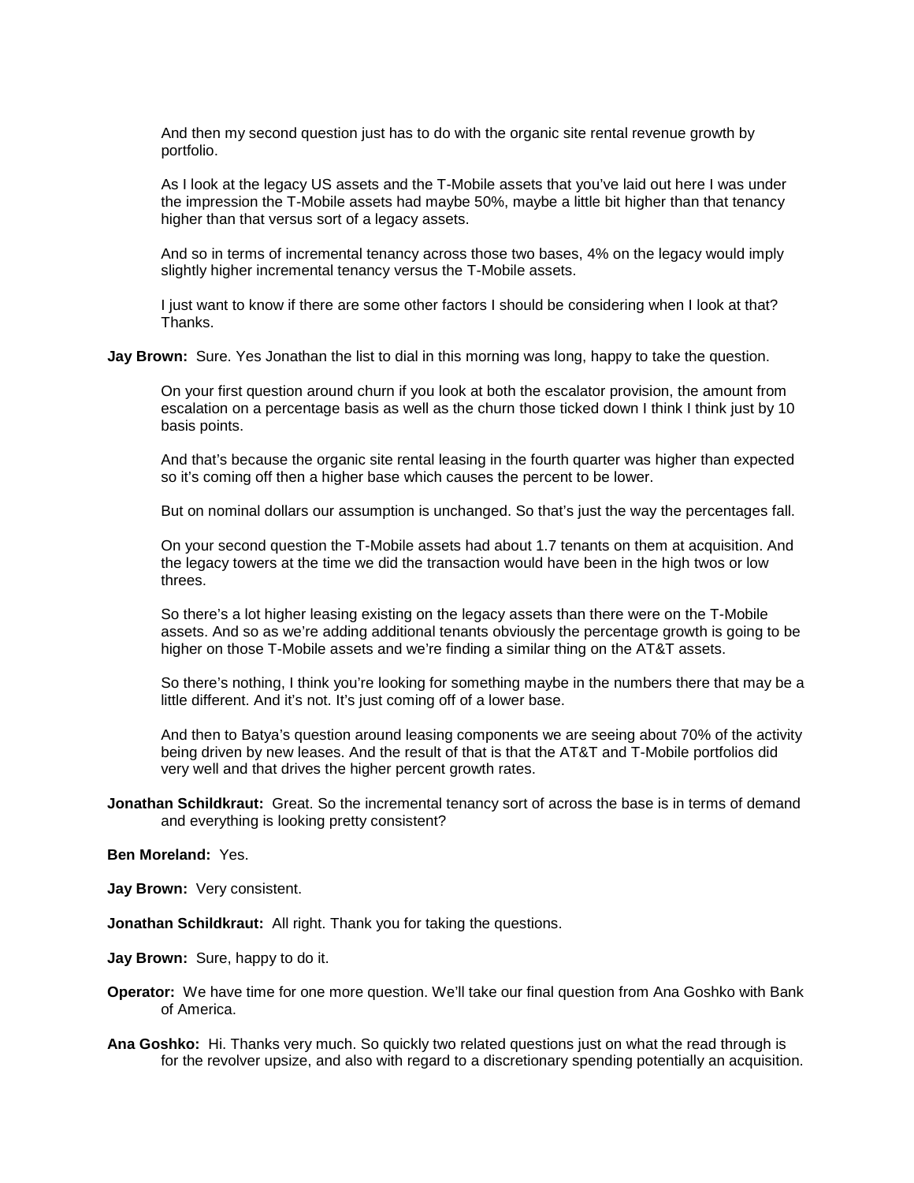And then my second question just has to do with the organic site rental revenue growth by portfolio.

As I look at the legacy US assets and the T-Mobile assets that you've laid out here I was under the impression the T-Mobile assets had maybe 50%, maybe a little bit higher than that tenancy higher than that versus sort of a legacy assets.

And so in terms of incremental tenancy across those two bases, 4% on the legacy would imply slightly higher incremental tenancy versus the T-Mobile assets.

I just want to know if there are some other factors I should be considering when I look at that? Thanks.

**Jay Brown:** Sure. Yes Jonathan the list to dial in this morning was long, happy to take the question.

On your first question around churn if you look at both the escalator provision, the amount from escalation on a percentage basis as well as the churn those ticked down I think I think just by 10 basis points.

And that's because the organic site rental leasing in the fourth quarter was higher than expected so it's coming off then a higher base which causes the percent to be lower.

But on nominal dollars our assumption is unchanged. So that's just the way the percentages fall.

On your second question the T-Mobile assets had about 1.7 tenants on them at acquisition. And the legacy towers at the time we did the transaction would have been in the high twos or low threes.

So there's a lot higher leasing existing on the legacy assets than there were on the T-Mobile assets. And so as we're adding additional tenants obviously the percentage growth is going to be higher on those T-Mobile assets and we're finding a similar thing on the AT&T assets.

So there's nothing, I think you're looking for something maybe in the numbers there that may be a little different. And it's not. It's just coming off of a lower base.

And then to Batya's question around leasing components we are seeing about 70% of the activity being driven by new leases. And the result of that is that the AT&T and T-Mobile portfolios did very well and that drives the higher percent growth rates.

**Jonathan Schildkraut:** Great. So the incremental tenancy sort of across the base is in terms of demand and everything is looking pretty consistent?

**Ben Moreland:** Yes.

**Jay Brown:** Very consistent.

**Jonathan Schildkraut:** All right. Thank you for taking the questions.

**Jay Brown:** Sure, happy to do it.

**Operator:** We have time for one more question. We'll take our final question from Ana Goshko with Bank of America.

**Ana Goshko:** Hi. Thanks very much. So quickly two related questions just on what the read through is for the revolver upsize, and also with regard to a discretionary spending potentially an acquisition.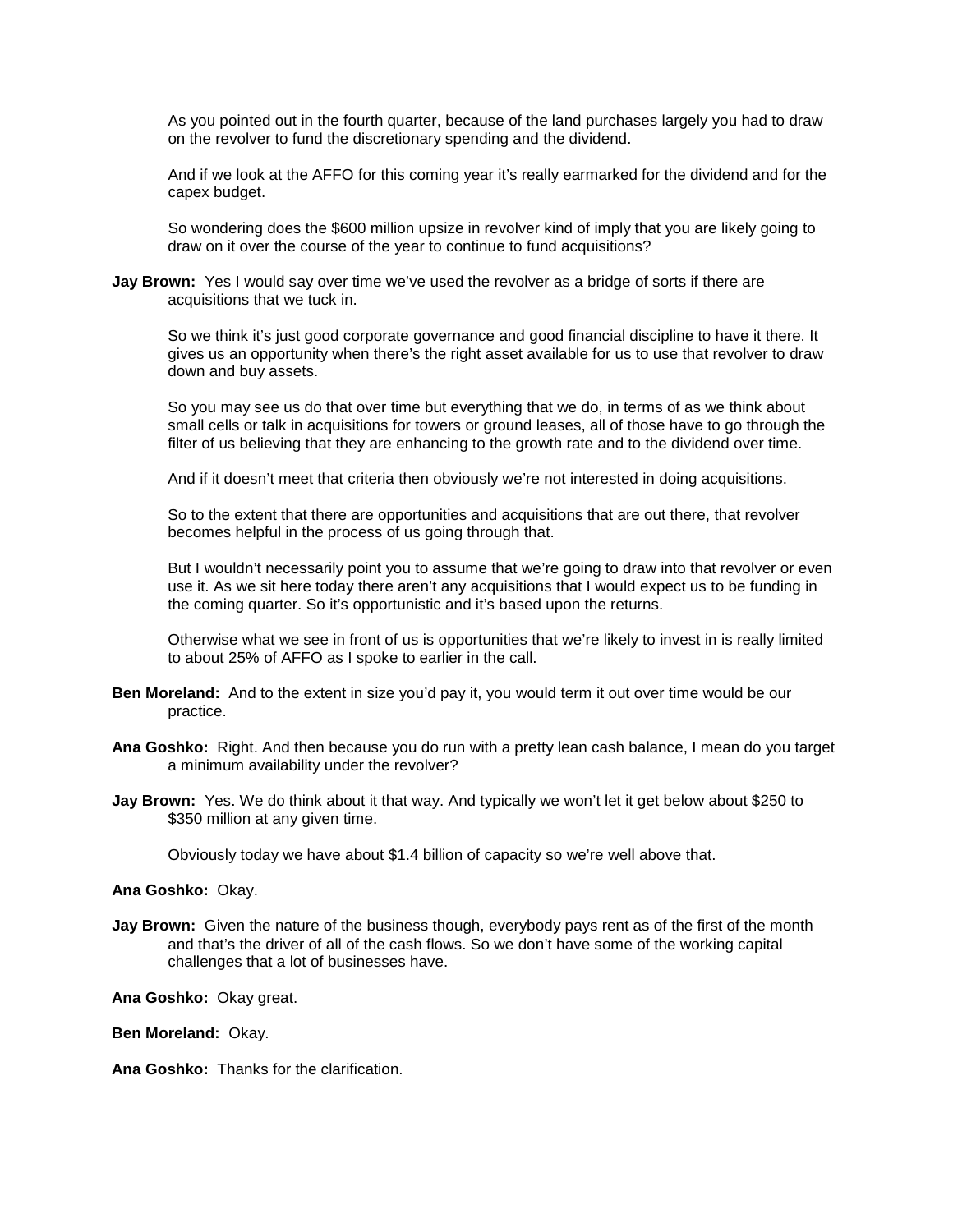As you pointed out in the fourth quarter, because of the land purchases largely you had to draw on the revolver to fund the discretionary spending and the dividend.

And if we look at the AFFO for this coming year it's really earmarked for the dividend and for the capex budget.

So wondering does the $600 million upsize in revolver kind of imply that you are likely going to draw on it over the course of the year to continue to fund acquisitions?

**Jay Brown:** Yes I would say over time we've used the revolver as a bridge of sorts if there are acquisitions that we tuck in.

So we think it's just good corporate governance and good financial discipline to have it there. It gives us an opportunity when there's the right asset available for us to use that revolver to draw down and buy assets.

So you may see us do that over time but everything that we do, in terms of as we think about small cells or talk in acquisitions for towers or ground leases, all of those have to go through the filter of us believing that they are enhancing to the growth rate and to the dividend over time.

And if it doesn't meet that criteria then obviously we're not interested in doing acquisitions.

So to the extent that there are opportunities and acquisitions that are out there, that revolver becomes helpful in the process of us going through that.

But I wouldn't necessarily point you to assume that we're going to draw into that revolver or even use it. As we sit here today there aren't any acquisitions that I would expect us to be funding in the coming quarter. So it's opportunistic and it's based upon the returns.

Otherwise what we see in front of us is opportunities that we're likely to invest in is really limited to about 25% of AFFO as I spoke to earlier in the call.

**Ben Moreland:** And to the extent in size you'd pay it, you would term it out over time would be our practice.

**Ana Goshko:** Right. And then because you do run with a pretty lean cash balance, I mean do you target a minimum availability under the revolver?

**Jay Brown:** Yes. We do think about it that way. And typically we won't let it get below about $250 to $350 million at any given time.

Obviously today we have about $1.4 billion of capacity so we're well above that.

**Ana Goshko:** Okay.

**Jay Brown:** Given the nature of the business though, everybody pays rent as of the first of the month and that's the driver of all of the cash flows. So we don't have some of the working capital challenges that a lot of businesses have.

**Ana Goshko:** Okay great.

**Ben Moreland:** Okay.

**Ana Goshko:** Thanks for the clarification.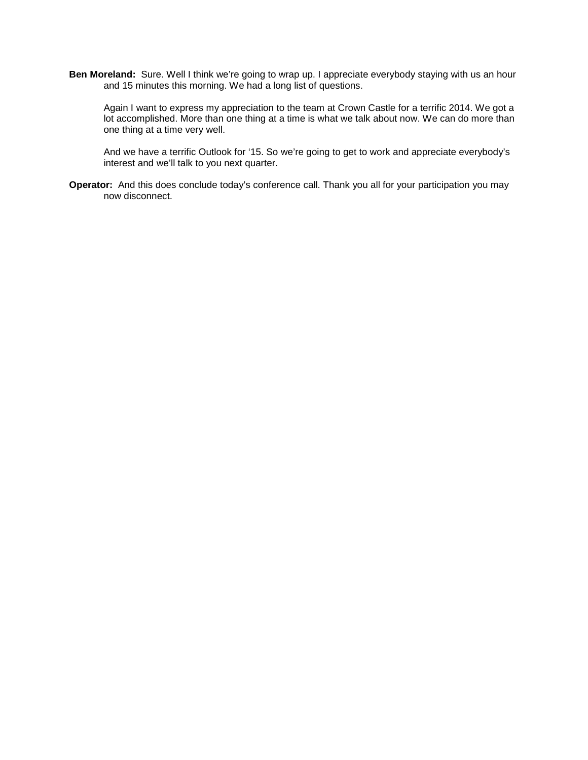**Ben Moreland:** Sure. Well I think we're going to wrap up. I appreciate everybody staying with us an hour and 15 minutes this morning. We had a long list of questions.

Again I want to express my appreciation to the team at Crown Castle for a terrific 2014. We got a lot accomplished. More than one thing at a time is what we talk about now. We can do more than one thing at a time very well.

And we have a terrific Outlook for '15. So we're going to get to work and appreciate everybody's interest and we'll talk to you next quarter.

**Operator:** And this does conclude today's conference call. Thank you all for your participation you may now disconnect.